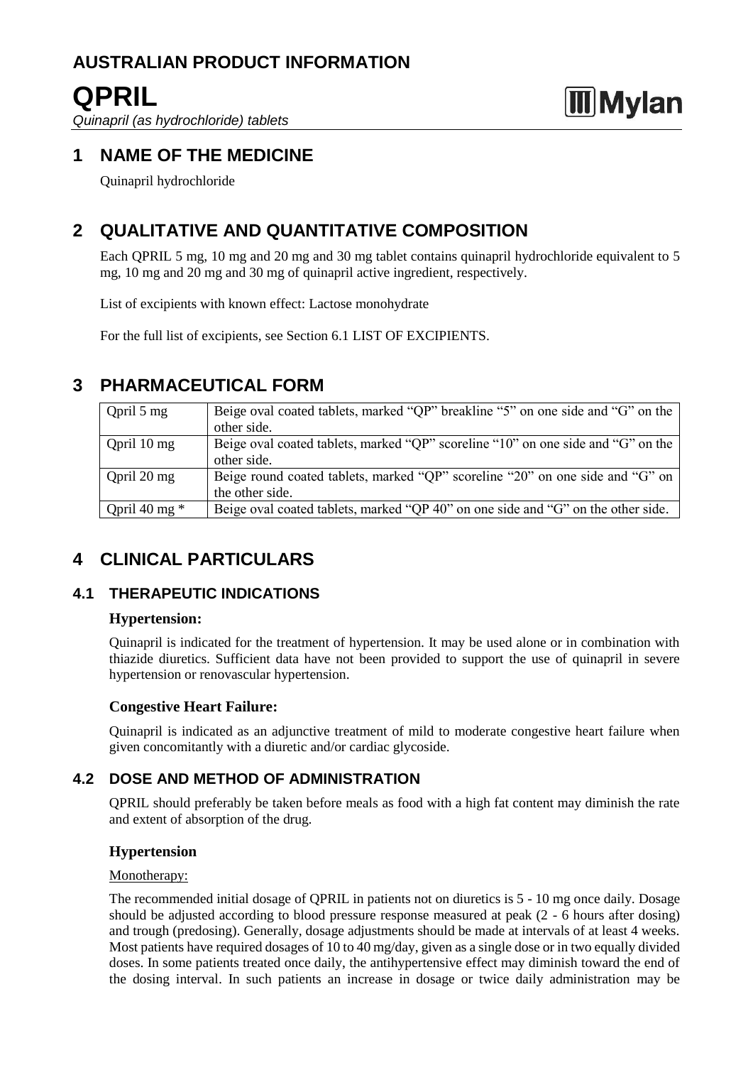# AUSTRALIAN PRODUCT INFORMATION

# QPRIL

*Quinapril (as hydrochloride) tablets*

## 1 NAME OF THE MEDICINE

Quinapril hydrochloride

## 2 QUALITATIVE AND QUANTITATIVE COMPOSITION

Each QPRIL 5 mg, 10 mg and 20 mg and 30 mg tablet contains quinapril hydrochloride equivalent to 5 mg, 10 mg and 20 mg and 30 mg of quinapril active ingredient, respectively.

List of excipients with known effect: Lactose monohydrate

For the full list of excipients, see Section 6.1 LIST OF EXCIPIENTS.

## 3 PHARMACEUTICAL FORM

| | |
|---|---|
| Qpril 5 mg | Beige oval coated tablets, marked "QP" breakline "5" on one side and "G" on the other side. |
| Qpril 10 mg | Beige oval coated tablets, marked "QP" scoreline "10" on one side and "G" on the other side. |
| Qpril 20 mg | Beige round coated tablets, marked "QP" scoreline "20" on one side and "G" on the other side. |
| Qpril 40 mg * | Beige oval coated tablets, marked "QP 40" on one side and "G" on the other side. |

## 4 CLINICAL PARTICULARS

### 4.1 THERAPEUTIC INDICATIONS

**Hypertension:**

Quinapril is indicated for the treatment of hypertension. It may be used alone or in combination with thiazide diuretics. Sufficient data have not been provided to support the use of quinapril in severe hypertension or renovascular hypertension.

**Congestive Heart Failure:**

Quinapril is indicated as an adjunctive treatment of mild to moderate congestive heart failure when given concomitantly with a diuretic and/or cardiac glycoside.

### 4.2 DOSE AND METHOD OF ADMINISTRATION

QPRIL should preferably be taken before meals as food with a high fat content may diminish the rate and extent of absorption of the drug.

**Hypertension**

Monotherapy:

The recommended initial dosage of QPRIL in patients not on diuretics is 5 - 10 mg once daily. Dosage should be adjusted according to blood pressure response measured at peak (2 - 6 hours after dosing) and trough (predosing). Generally, dosage adjustments should be made at intervals of at least 4 weeks. Most patients have required dosages of 10 to 40 mg/day, given as a single dose or in two equally divided doses. In some patients treated once daily, the antihypertensive effect may diminish toward the end of the dosing interval. In such patients an increase in dosage or twice daily administration may be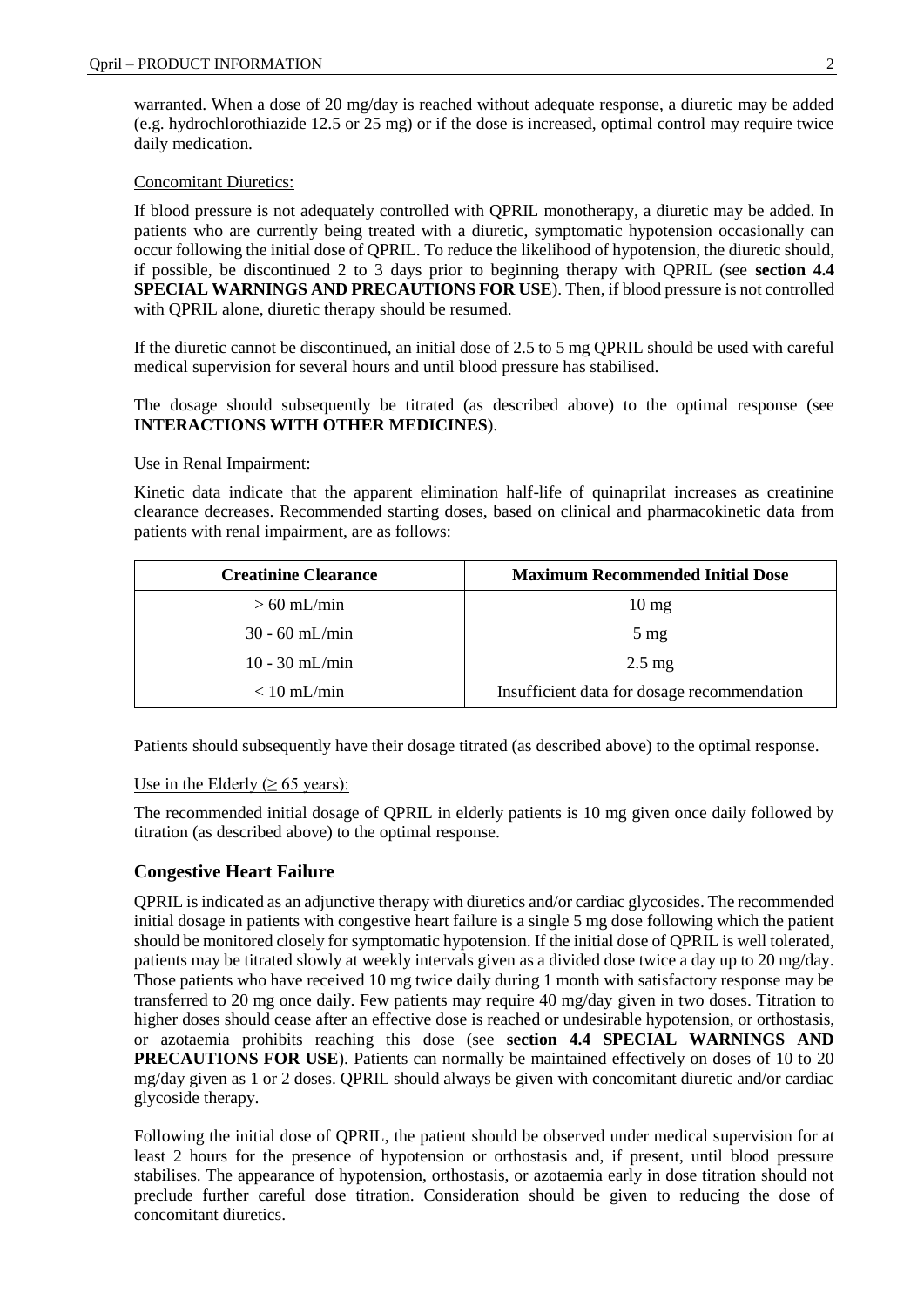warranted. When a dose of 20 mg/day is reached without adequate response, a diuretic may be added (e.g. hydrochlorothiazide 12.5 or 25 mg) or if the dose is increased, optimal control may require twice daily medication.

Concomitant Diuretics:

If blood pressure is not adequately controlled with QPRIL monotherapy, a diuretic may be added. In patients who are currently being treated with a diuretic, symptomatic hypotension occasionally can occur following the initial dose of QPRIL. To reduce the likelihood of hypotension, the diuretic should, if possible, be discontinued 2 to 3 days prior to beginning therapy with QPRIL (see **section 4.4 SPECIAL WARNINGS AND PRECAUTIONS FOR USE**). Then, if blood pressure is not controlled with QPRIL alone, diuretic therapy should be resumed.

If the diuretic cannot be discontinued, an initial dose of 2.5 to 5 mg QPRIL should be used with careful medical supervision for several hours and until blood pressure has stabilised.

The dosage should subsequently be titrated (as described above) to the optimal response (see **INTERACTIONS WITH OTHER MEDICINES**).

Use in Renal Impairment:

Kinetic data indicate that the apparent elimination half-life of quinaprilat increases as creatinine clearance decreases. Recommended starting doses, based on clinical and pharmacokinetic data from patients with renal impairment, are as follows:

| Creatinine Clearance | Maximum Recommended Initial Dose |
|---|---|
| > 60 mL/min | 10 mg |
| 30 - 60 mL/min | 5 mg |
| 10 - 30 mL/min | 2.5 mg |
| < 10 mL/min | Insufficient data for dosage recommendation |

Patients should subsequently have their dosage titrated (as described above) to the optimal response.

Use in the Elderly (≥ 65 years):

The recommended initial dosage of QPRIL in elderly patients is 10 mg given once daily followed by titration (as described above) to the optimal response.

### Congestive Heart Failure

QPRIL is indicated as an adjunctive therapy with diuretics and/or cardiac glycosides. The recommended initial dosage in patients with congestive heart failure is a single 5 mg dose following which the patient should be monitored closely for symptomatic hypotension. If the initial dose of QPRIL is well tolerated, patients may be titrated slowly at weekly intervals given as a divided dose twice a day up to 20 mg/day. Those patients who have received 10 mg twice daily during 1 month with satisfactory response may be transferred to 20 mg once daily. Few patients may require 40 mg/day given in two doses. Titration to higher doses should cease after an effective dose is reached or undesirable hypotension, or orthostasis, or azotaemia prohibits reaching this dose (see **section 4.4 SPECIAL WARNINGS AND PRECAUTIONS FOR USE**). Patients can normally be maintained effectively on doses of 10 to 20 mg/day given as 1 or 2 doses. QPRIL should always be given with concomitant diuretic and/or cardiac glycoside therapy.

Following the initial dose of QPRIL, the patient should be observed under medical supervision for at least 2 hours for the presence of hypotension or orthostasis and, if present, until blood pressure stabilises. The appearance of hypotension, orthostasis, or azotaemia early in dose titration should not preclude further careful dose titration. Consideration should be given to reducing the dose of concomitant diuretics.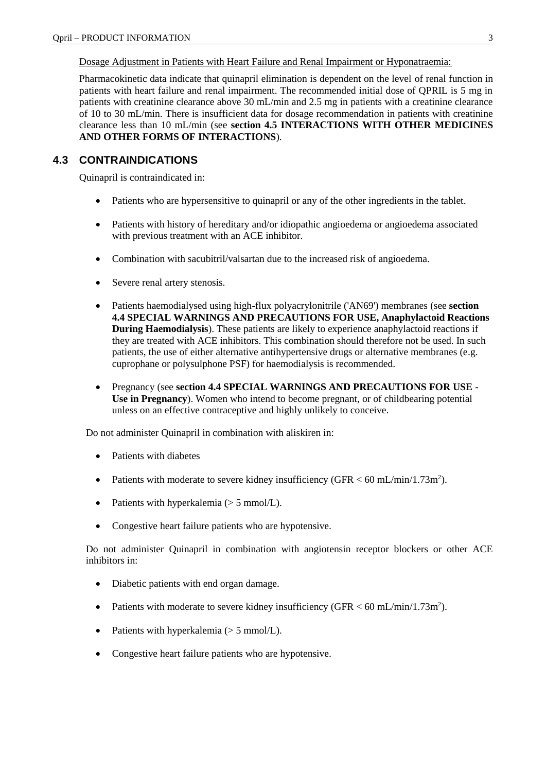Dosage Adjustment in Patients with Heart Failure and Renal Impairment or Hyponatraemia:

Pharmacokinetic data indicate that quinapril elimination is dependent on the level of renal function in patients with heart failure and renal impairment. The recommended initial dose of QPRIL is 5 mg in patients with creatinine clearance above 30 mL/min and 2.5 mg in patients with a creatinine clearance of 10 to 30 mL/min. There is insufficient data for dosage recommendation in patients with creatinine clearance less than 10 mL/min (see **section 4.5 INTERACTIONS WITH OTHER MEDICINES AND OTHER FORMS OF INTERACTIONS**).

## 4.3 CONTRAINDICATIONS

Quinapril is contraindicated in:

- Patients who are hypersensitive to quinapril or any of the other ingredients in the tablet.
- Patients with history of hereditary and/or idiopathic angioedema or angioedema associated with previous treatment with an ACE inhibitor.
- Combination with sacubitril/valsartan due to the increased risk of angioedema.
- Severe renal artery stenosis.
- Patients haemodialysed using high-flux polyacrylonitrile ('AN69') membranes (see **section 4.4 SPECIAL WARNINGS AND PRECAUTIONS FOR USE, Anaphylactoid Reactions During Haemodialysis**). These patients are likely to experience anaphylactoid reactions if they are treated with ACE inhibitors. This combination should therefore not be used. In such patients, the use of either alternative antihypertensive drugs or alternative membranes (e.g. cuprophane or polysulphone PSF) for haemodialysis is recommended.
- Pregnancy (see **section 4.4 SPECIAL WARNINGS AND PRECAUTIONS FOR USE - Use in Pregnancy**). Women who intend to become pregnant, or of childbearing potential unless on an effective contraceptive and highly unlikely to conceive.

Do not administer Quinapril in combination with aliskiren in:

- Patients with diabetes
- Patients with moderate to severe kidney insufficiency (GFR < 60 mL/min/1.73m$^2$).
- Patients with hyperkalemia (> 5 mmol/L).
- Congestive heart failure patients who are hypotensive.

Do not administer Quinapril in combination with angiotensin receptor blockers or other ACE inhibitors in:

- Diabetic patients with end organ damage.
- Patients with moderate to severe kidney insufficiency (GFR < 60 mL/min/1.73m$^2$).
- Patients with hyperkalemia (> 5 mmol/L).
- Congestive heart failure patients who are hypotensive.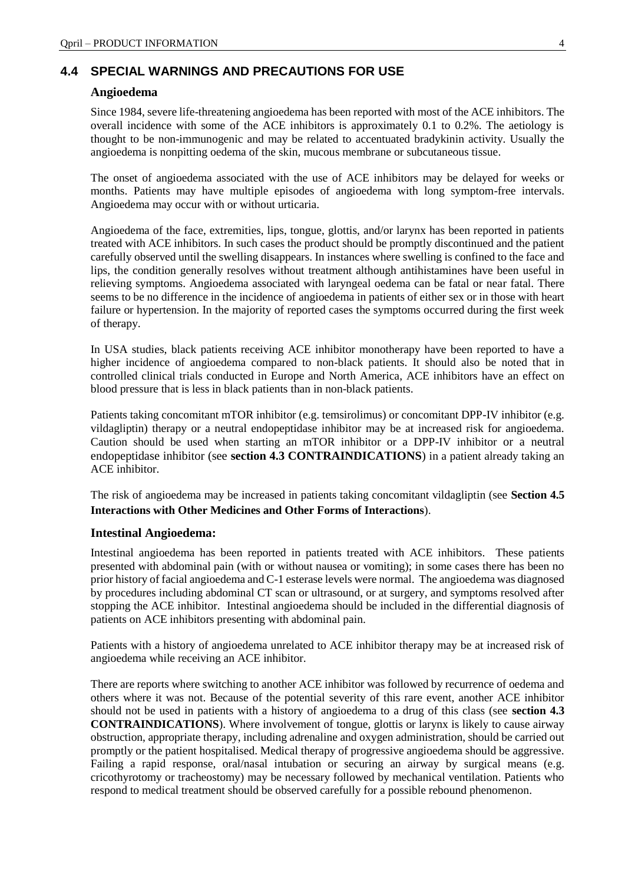## 4.4 SPECIAL WARNINGS AND PRECAUTIONS FOR USE

### Angioedema

Since 1984, severe life-threatening angioedema has been reported with most of the ACE inhibitors. The overall incidence with some of the ACE inhibitors is approximately 0.1 to 0.2%. The aetiology is thought to be non-immunogenic and may be related to accentuated bradykinin activity. Usually the angioedema is nonpitting oedema of the skin, mucous membrane or subcutaneous tissue.

The onset of angioedema associated with the use of ACE inhibitors may be delayed for weeks or months. Patients may have multiple episodes of angioedema with long symptom-free intervals. Angioedema may occur with or without urticaria.

Angioedema of the face, extremities, lips, tongue, glottis, and/or larynx has been reported in patients treated with ACE inhibitors. In such cases the product should be promptly discontinued and the patient carefully observed until the swelling disappears. In instances where swelling is confined to the face and lips, the condition generally resolves without treatment although antihistamines have been useful in relieving symptoms. Angioedema associated with laryngeal oedema can be fatal or near fatal. There seems to be no difference in the incidence of angioedema in patients of either sex or in those with heart failure or hypertension. In the majority of reported cases the symptoms occurred during the first week of therapy.

In USA studies, black patients receiving ACE inhibitor monotherapy have been reported to have a higher incidence of angioedema compared to non-black patients. It should also be noted that in controlled clinical trials conducted in Europe and North America, ACE inhibitors have an effect on blood pressure that is less in black patients than in non-black patients.

Patients taking concomitant mTOR inhibitor (e.g. temsirolimus) or concomitant DPP-IV inhibitor (e.g. vildagliptin) therapy or a neutral endopeptidase inhibitor may be at increased risk for angioedema. Caution should be used when starting an mTOR inhibitor or a DPP-IV inhibitor or a neutral endopeptidase inhibitor (see **section 4.3 CONTRAINDICATIONS**) in a patient already taking an ACE inhibitor.

The risk of angioedema may be increased in patients taking concomitant vildagliptin (see **Section 4.5 Interactions with Other Medicines and Other Forms of Interactions**).

### Intestinal Angioedema:

Intestinal angioedema has been reported in patients treated with ACE inhibitors. These patients presented with abdominal pain (with or without nausea or vomiting); in some cases there has been no prior history of facial angioedema and C-1 esterase levels were normal. The angioedema was diagnosed by procedures including abdominal CT scan or ultrasound, or at surgery, and symptoms resolved after stopping the ACE inhibitor. Intestinal angioedema should be included in the differential diagnosis of patients on ACE inhibitors presenting with abdominal pain.

Patients with a history of angioedema unrelated to ACE inhibitor therapy may be at increased risk of angioedema while receiving an ACE inhibitor.

There are reports where switching to another ACE inhibitor was followed by recurrence of oedema and others where it was not. Because of the potential severity of this rare event, another ACE inhibitor should not be used in patients with a history of angioedema to a drug of this class (see **section 4.3 CONTRAINDICATIONS**). Where involvement of tongue, glottis or larynx is likely to cause airway obstruction, appropriate therapy, including adrenaline and oxygen administration, should be carried out promptly or the patient hospitalised. Medical therapy of progressive angioedema should be aggressive. Failing a rapid response, oral/nasal intubation or securing an airway by surgical means (e.g. cricothyrotomy or tracheostomy) may be necessary followed by mechanical ventilation. Patients who respond to medical treatment should be observed carefully for a possible rebound phenomenon.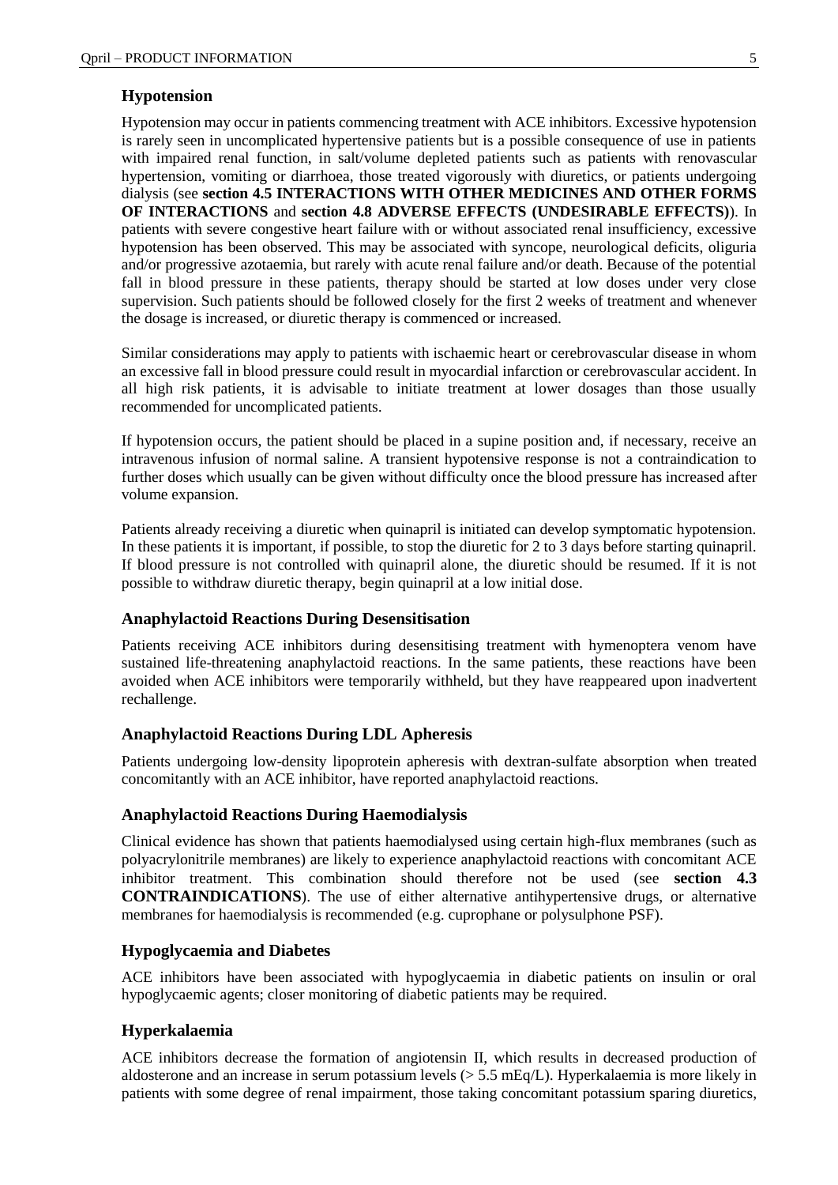### Hypotension

Hypotension may occur in patients commencing treatment with ACE inhibitors. Excessive hypotension is rarely seen in uncomplicated hypertensive patients but is a possible consequence of use in patients with impaired renal function, in salt/volume depleted patients such as patients with renovascular hypertension, vomiting or diarrhoea, those treated vigorously with diuretics, or patients undergoing dialysis (see **section 4.5 INTERACTIONS WITH OTHER MEDICINES AND OTHER FORMS OF INTERACTIONS** and **section 4.8 ADVERSE EFFECTS (UNDESIRABLE EFFECTS)**). In patients with severe congestive heart failure with or without associated renal insufficiency, excessive hypotension has been observed. This may be associated with syncope, neurological deficits, oliguria and/or progressive azotaemia, but rarely with acute renal failure and/or death. Because of the potential fall in blood pressure in these patients, therapy should be started at low doses under very close supervision. Such patients should be followed closely for the first 2 weeks of treatment and whenever the dosage is increased, or diuretic therapy is commenced or increased.

Similar considerations may apply to patients with ischaemic heart or cerebrovascular disease in whom an excessive fall in blood pressure could result in myocardial infarction or cerebrovascular accident. In all high risk patients, it is advisable to initiate treatment at lower dosages than those usually recommended for uncomplicated patients.

If hypotension occurs, the patient should be placed in a supine position and, if necessary, receive an intravenous infusion of normal saline. A transient hypotensive response is not a contraindication to further doses which usually can be given without difficulty once the blood pressure has increased after volume expansion.

Patients already receiving a diuretic when quinapril is initiated can develop symptomatic hypotension. In these patients it is important, if possible, to stop the diuretic for 2 to 3 days before starting quinapril. If blood pressure is not controlled with quinapril alone, the diuretic should be resumed. If it is not possible to withdraw diuretic therapy, begin quinapril at a low initial dose.

### Anaphylactoid Reactions During Desensitisation

Patients receiving ACE inhibitors during desensitising treatment with hymenoptera venom have sustained life-threatening anaphylactoid reactions. In the same patients, these reactions have been avoided when ACE inhibitors were temporarily withheld, but they have reappeared upon inadvertent rechallenge.

### Anaphylactoid Reactions During LDL Apheresis

Patients undergoing low-density lipoprotein apheresis with dextran-sulfate absorption when treated concomitantly with an ACE inhibitor, have reported anaphylactoid reactions.

### Anaphylactoid Reactions During Haemodialysis

Clinical evidence has shown that patients haemodialysed using certain high-flux membranes (such as polyacrylonitrile membranes) are likely to experience anaphylactoid reactions with concomitant ACE inhibitor treatment. This combination should therefore not be used (see **section 4.3 CONTRAINDICATIONS**). The use of either alternative antihypertensive drugs, or alternative membranes for haemodialysis is recommended (e.g. cuprophane or polysulphone PSF).

### Hypoglycaemia and Diabetes

ACE inhibitors have been associated with hypoglycaemia in diabetic patients on insulin or oral hypoglycaemic agents; closer monitoring of diabetic patients may be required.

### Hyperkalaemia

ACE inhibitors decrease the formation of angiotensin II, which results in decreased production of aldosterone and an increase in serum potassium levels (> 5.5 mEq/L). Hyperkalaemia is more likely in patients with some degree of renal impairment, those taking concomitant potassium sparing diuretics,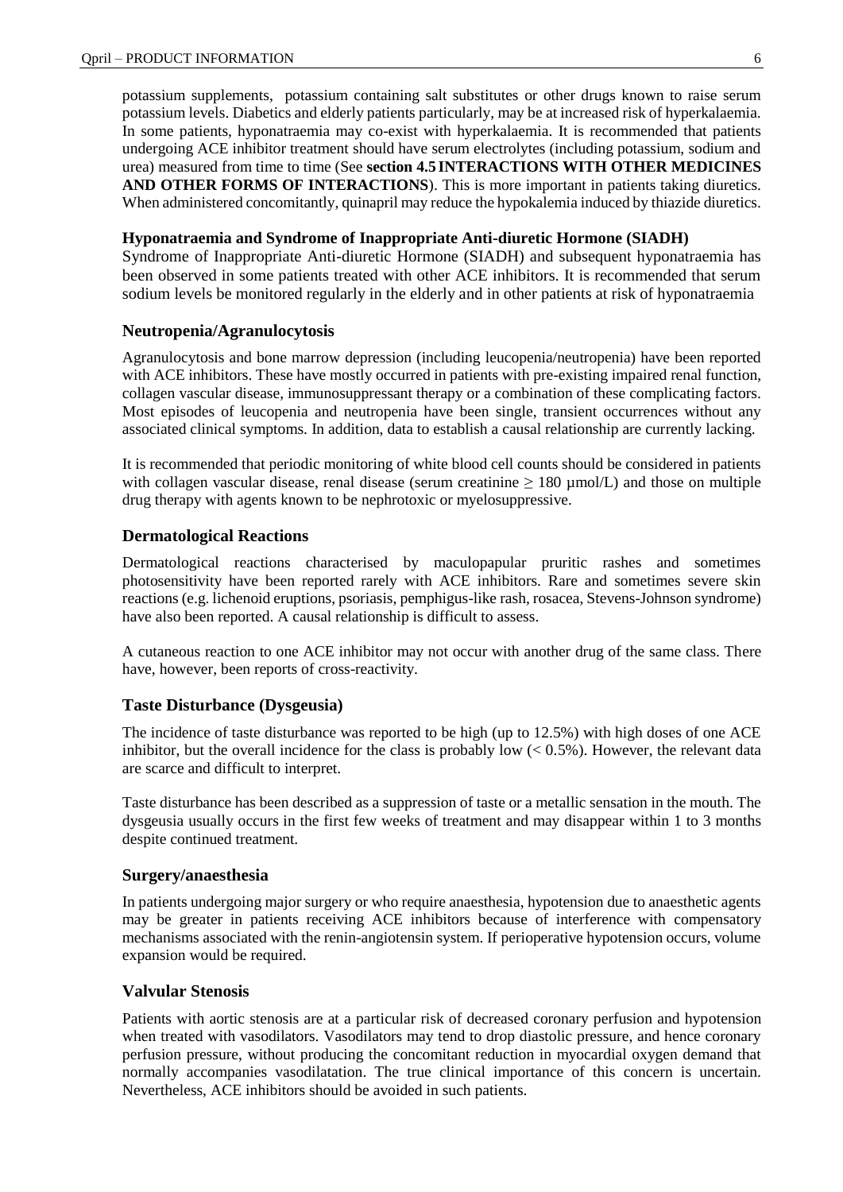potassium supplements, potassium containing salt substitutes or other drugs known to raise serum potassium levels. Diabetics and elderly patients particularly, may be at increased risk of hyperkalaemia. In some patients, hyponatraemia may co-exist with hyperkalaemia. It is recommended that patients undergoing ACE inhibitor treatment should have serum electrolytes (including potassium, sodium and urea) measured from time to time (See **section 4.5 INTERACTIONS WITH OTHER MEDICINES AND OTHER FORMS OF INTERACTIONS**). This is more important in patients taking diuretics. When administered concomitantly, quinapril may reduce the hypokalemia induced by thiazide diuretics.

#### Hyponatraemia and Syndrome of Inappropriate Anti-diuretic Hormone (SIADH)

Syndrome of Inappropriate Anti-diuretic Hormone (SIADH) and subsequent hyponatraemia has been observed in some patients treated with other ACE inhibitors. It is recommended that serum sodium levels be monitored regularly in the elderly and in other patients at risk of hyponatraemia

### Neutropenia/Agranulocytosis

Agranulocytosis and bone marrow depression (including leucopenia/neutropenia) have been reported with ACE inhibitors. These have mostly occurred in patients with pre-existing impaired renal function, collagen vascular disease, immunosuppressant therapy or a combination of these complicating factors. Most episodes of leucopenia and neutropenia have been single, transient occurrences without any associated clinical symptoms. In addition, data to establish a causal relationship are currently lacking.

It is recommended that periodic monitoring of white blood cell counts should be considered in patients with collagen vascular disease, renal disease (serum creatinine ≥ 180 µmol/L) and those on multiple drug therapy with agents known to be nephrotoxic or myelosuppressive.

### Dermatological Reactions

Dermatological reactions characterised by maculopapular pruritic rashes and sometimes photosensitivity have been reported rarely with ACE inhibitors. Rare and sometimes severe skin reactions (e.g. lichenoid eruptions, psoriasis, pemphigus-like rash, rosacea, Stevens-Johnson syndrome) have also been reported. A causal relationship is difficult to assess.

A cutaneous reaction to one ACE inhibitor may not occur with another drug of the same class. There have, however, been reports of cross-reactivity.

### Taste Disturbance (Dysgeusia)

The incidence of taste disturbance was reported to be high (up to 12.5%) with high doses of one ACE inhibitor, but the overall incidence for the class is probably low (< 0.5%). However, the relevant data are scarce and difficult to interpret.

Taste disturbance has been described as a suppression of taste or a metallic sensation in the mouth. The dysgeusia usually occurs in the first few weeks of treatment and may disappear within 1 to 3 months despite continued treatment.

### Surgery/anaesthesia

In patients undergoing major surgery or who require anaesthesia, hypotension due to anaesthetic agents may be greater in patients receiving ACE inhibitors because of interference with compensatory mechanisms associated with the renin-angiotensin system. If perioperative hypotension occurs, volume expansion would be required.

### Valvular Stenosis

Patients with aortic stenosis are at a particular risk of decreased coronary perfusion and hypotension when treated with vasodilators. Vasodilators may tend to drop diastolic pressure, and hence coronary perfusion pressure, without producing the concomitant reduction in myocardial oxygen demand that normally accompanies vasodilatation. The true clinical importance of this concern is uncertain. Nevertheless, ACE inhibitors should be avoided in such patients.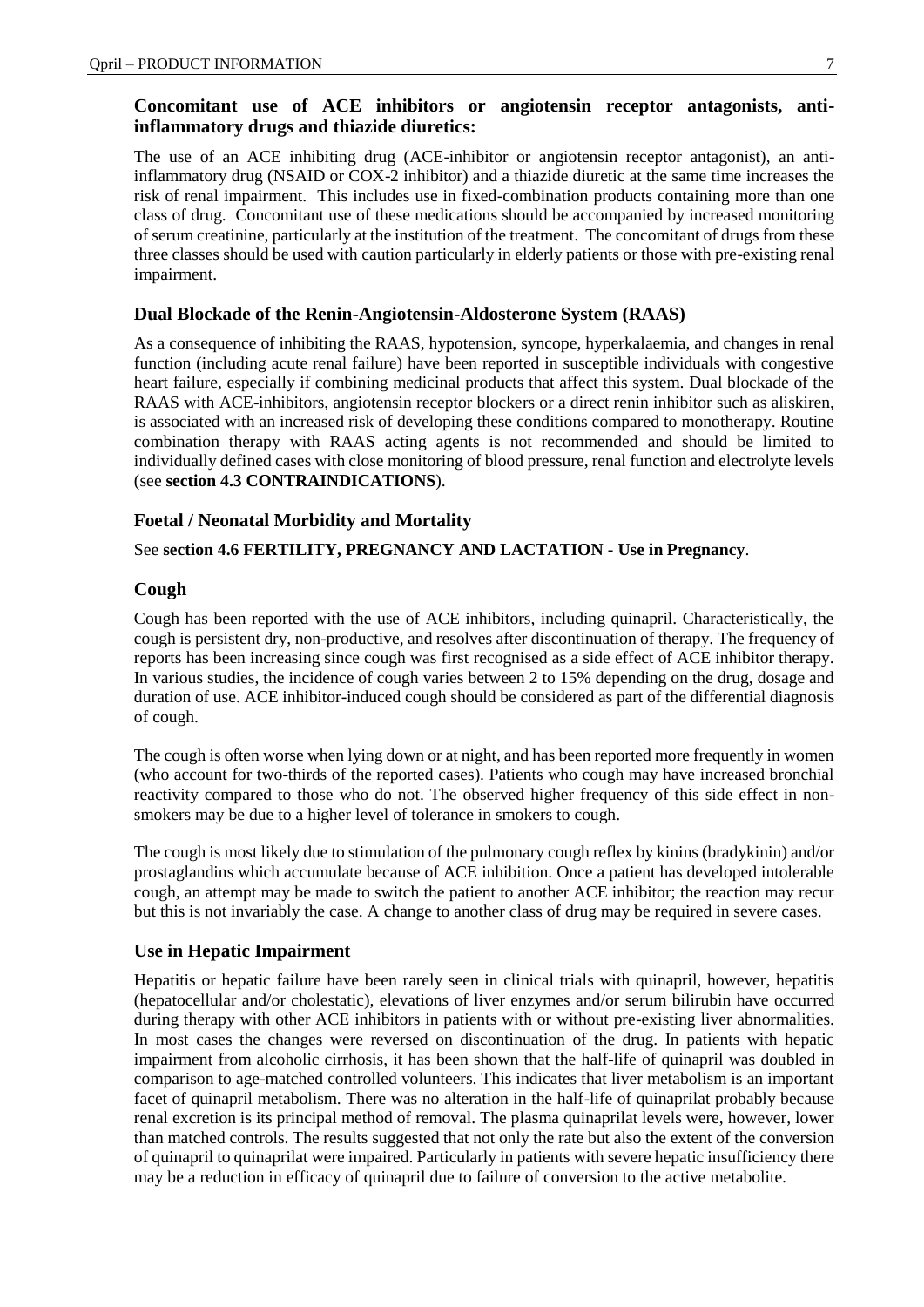### Concomitant use of ACE inhibitors or angiotensin receptor antagonists, anti-inflammatory drugs and thiazide diuretics:

The use of an ACE inhibiting drug (ACE-inhibitor or angiotensin receptor antagonist), an anti-inflammatory drug (NSAID or COX-2 inhibitor) and a thiazide diuretic at the same time increases the risk of renal impairment. This includes use in fixed-combination products containing more than one class of drug. Concomitant use of these medications should be accompanied by increased monitoring of serum creatinine, particularly at the institution of the treatment. The concomitant of drugs from these three classes should be used with caution particularly in elderly patients or those with pre-existing renal impairment.

### Dual Blockade of the Renin-Angiotensin-Aldosterone System (RAAS)

As a consequence of inhibiting the RAAS, hypotension, syncope, hyperkalaemia, and changes in renal function (including acute renal failure) have been reported in susceptible individuals with congestive heart failure, especially if combining medicinal products that affect this system. Dual blockade of the RAAS with ACE-inhibitors, angiotensin receptor blockers or a direct renin inhibitor such as aliskiren, is associated with an increased risk of developing these conditions compared to monotherapy. Routine combination therapy with RAAS acting agents is not recommended and should be limited to individually defined cases with close monitoring of blood pressure, renal function and electrolyte levels (see **section 4.3 CONTRAINDICATIONS**).

### Foetal / Neonatal Morbidity and Mortality

See **section 4.6 FERTILITY, PREGNANCY AND LACTATION - Use in Pregnancy**.

### Cough

Cough has been reported with the use of ACE inhibitors, including quinapril. Characteristically, the cough is persistent dry, non-productive, and resolves after discontinuation of therapy. The frequency of reports has been increasing since cough was first recognised as a side effect of ACE inhibitor therapy. In various studies, the incidence of cough varies between 2 to 15% depending on the drug, dosage and duration of use. ACE inhibitor-induced cough should be considered as part of the differential diagnosis of cough.

The cough is often worse when lying down or at night, and has been reported more frequently in women (who account for two-thirds of the reported cases). Patients who cough may have increased bronchial reactivity compared to those who do not. The observed higher frequency of this side effect in non-smokers may be due to a higher level of tolerance in smokers to cough.

The cough is most likely due to stimulation of the pulmonary cough reflex by kinins (bradykinin) and/or prostaglandins which accumulate because of ACE inhibition. Once a patient has developed intolerable cough, an attempt may be made to switch the patient to another ACE inhibitor; the reaction may recur but this is not invariably the case. A change to another class of drug may be required in severe cases.

### Use in Hepatic Impairment

Hepatitis or hepatic failure have been rarely seen in clinical trials with quinapril, however, hepatitis (hepatocellular and/or cholestatic), elevations of liver enzymes and/or serum bilirubin have occurred during therapy with other ACE inhibitors in patients with or without pre-existing liver abnormalities. In most cases the changes were reversed on discontinuation of the drug. In patients with hepatic impairment from alcoholic cirrhosis, it has been shown that the half-life of quinapril was doubled in comparison to age-matched controlled volunteers. This indicates that liver metabolism is an important facet of quinapril metabolism. There was no alteration in the half-life of quinaprilat probably because renal excretion is its principal method of removal. The plasma quinaprilat levels were, however, lower than matched controls. The results suggested that not only the rate but also the extent of the conversion of quinapril to quinaprilat were impaired. Particularly in patients with severe hepatic insufficiency there may be a reduction in efficacy of quinapril due to failure of conversion to the active metabolite.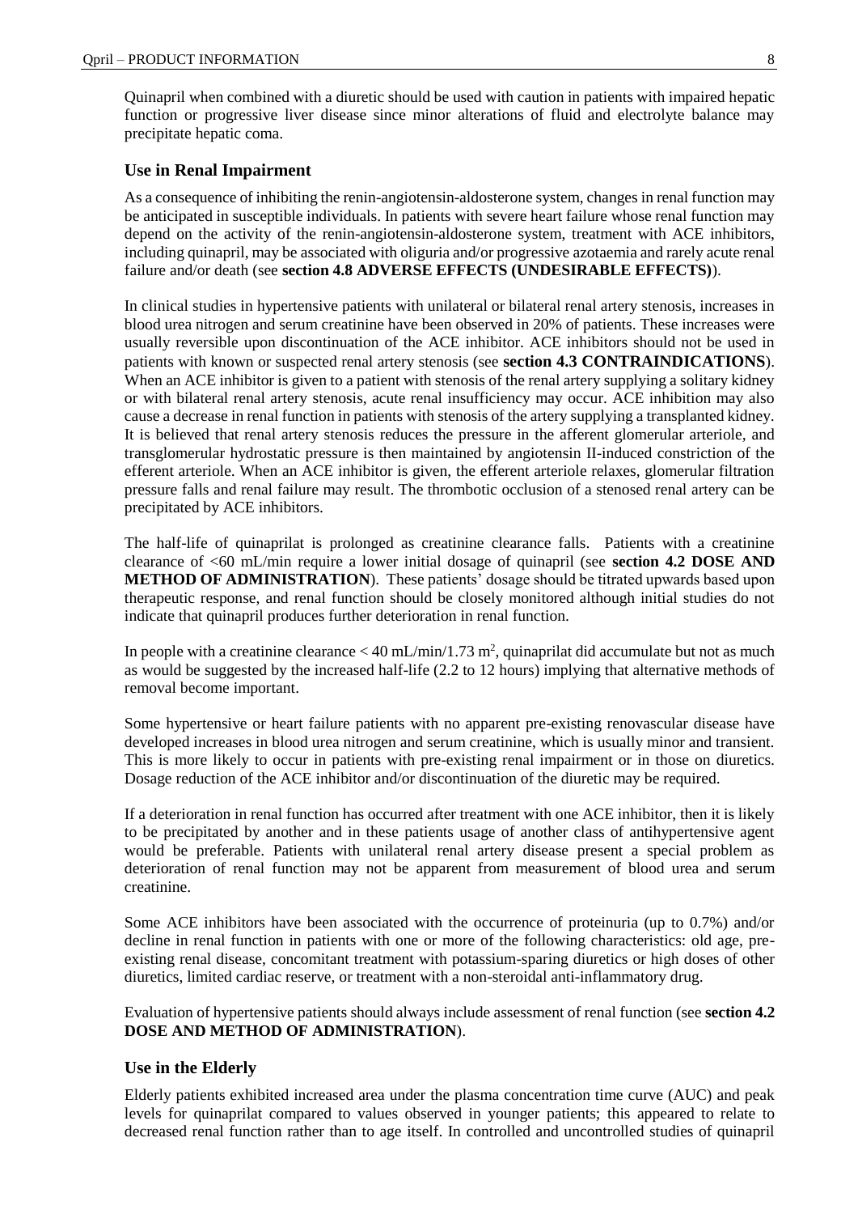Quinapril when combined with a diuretic should be used with caution in patients with impaired hepatic function or progressive liver disease since minor alterations of fluid and electrolyte balance may precipitate hepatic coma.

### Use in Renal Impairment

As a consequence of inhibiting the renin-angiotensin-aldosterone system, changes in renal function may be anticipated in susceptible individuals. In patients with severe heart failure whose renal function may depend on the activity of the renin-angiotensin-aldosterone system, treatment with ACE inhibitors, including quinapril, may be associated with oliguria and/or progressive azotaemia and rarely acute renal failure and/or death (see **section 4.8 ADVERSE EFFECTS (UNDESIRABLE EFFECTS)**).

In clinical studies in hypertensive patients with unilateral or bilateral renal artery stenosis, increases in blood urea nitrogen and serum creatinine have been observed in 20% of patients. These increases were usually reversible upon discontinuation of the ACE inhibitor. ACE inhibitors should not be used in patients with known or suspected renal artery stenosis (see **section 4.3 CONTRAINDICATIONS**). When an ACE inhibitor is given to a patient with stenosis of the renal artery supplying a solitary kidney or with bilateral renal artery stenosis, acute renal insufficiency may occur. ACE inhibition may also cause a decrease in renal function in patients with stenosis of the artery supplying a transplanted kidney. It is believed that renal artery stenosis reduces the pressure in the afferent glomerular arteriole, and transglomerular hydrostatic pressure is then maintained by angiotensin II-induced constriction of the efferent arteriole. When an ACE inhibitor is given, the efferent arteriole relaxes, glomerular filtration pressure falls and renal failure may result. The thrombotic occlusion of a stenosed renal artery can be precipitated by ACE inhibitors.

The half-life of quinaprilat is prolonged as creatinine clearance falls. Patients with a creatinine clearance of <60 mL/min require a lower initial dosage of quinapril (see **section 4.2 DOSE AND METHOD OF ADMINISTRATION**). These patients' dosage should be titrated upwards based upon therapeutic response, and renal function should be closely monitored although initial studies do not indicate that quinapril produces further deterioration in renal function.

In people with a creatinine clearance < 40 mL/min/1.73 $m^2$, quinaprilat did accumulate but not as much as would be suggested by the increased half-life (2.2 to 12 hours) implying that alternative methods of removal become important.

Some hypertensive or heart failure patients with no apparent pre-existing renovascular disease have developed increases in blood urea nitrogen and serum creatinine, which is usually minor and transient. This is more likely to occur in patients with pre-existing renal impairment or in those on diuretics. Dosage reduction of the ACE inhibitor and/or discontinuation of the diuretic may be required.

If a deterioration in renal function has occurred after treatment with one ACE inhibitor, then it is likely to be precipitated by another and in these patients usage of another class of antihypertensive agent would be preferable. Patients with unilateral renal artery disease present a special problem as deterioration of renal function may not be apparent from measurement of blood urea and serum creatinine.

Some ACE inhibitors have been associated with the occurrence of proteinuria (up to 0.7%) and/or decline in renal function in patients with one or more of the following characteristics: old age, pre-existing renal disease, concomitant treatment with potassium-sparing diuretics or high doses of other diuretics, limited cardiac reserve, or treatment with a non-steroidal anti-inflammatory drug.

Evaluation of hypertensive patients should always include assessment of renal function (see **section 4.2 DOSE AND METHOD OF ADMINISTRATION**).

### Use in the Elderly

Elderly patients exhibited increased area under the plasma concentration time curve (AUC) and peak levels for quinaprilat compared to values observed in younger patients; this appeared to relate to decreased renal function rather than to age itself. In controlled and uncontrolled studies of quinapril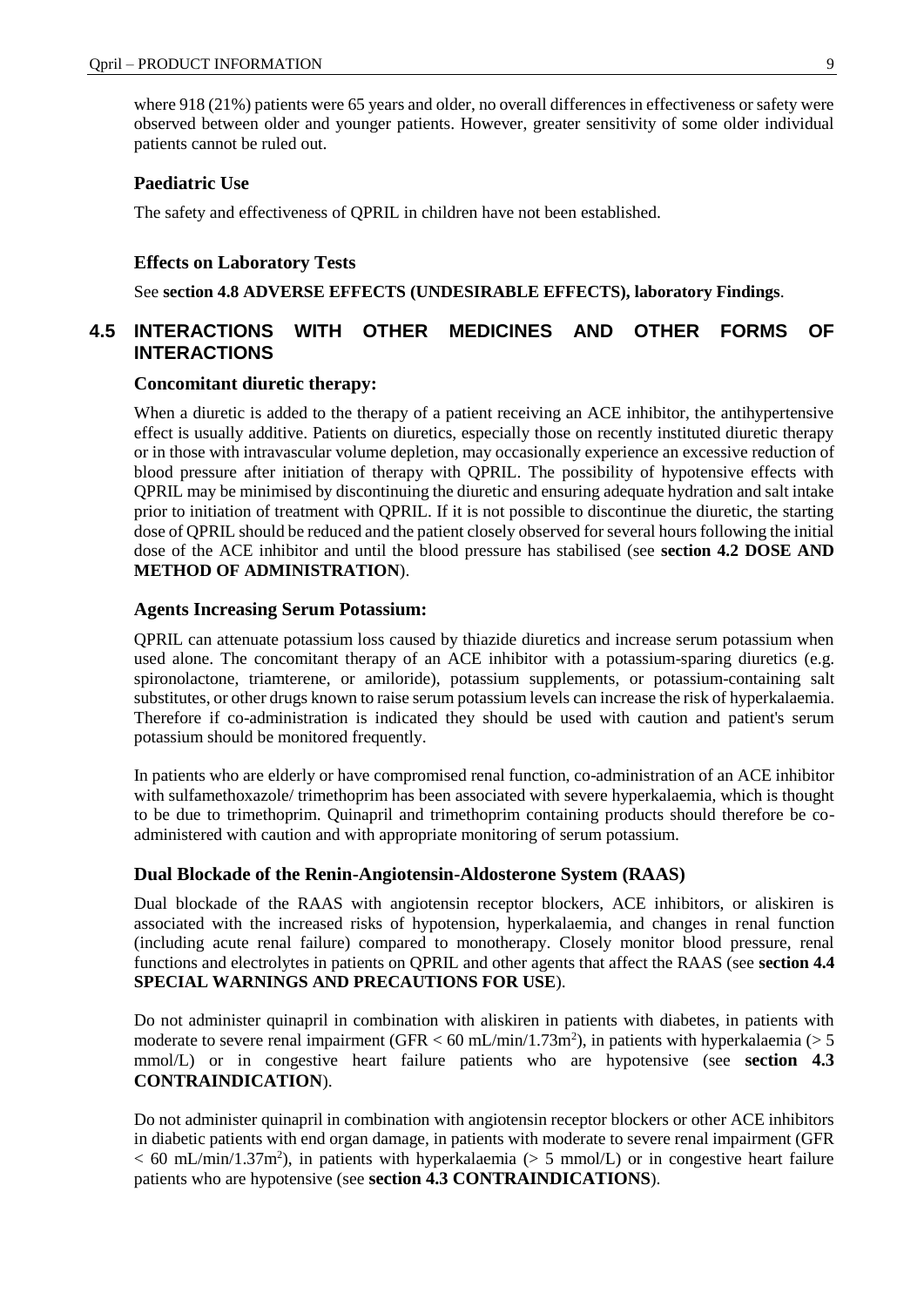where 918 (21%) patients were 65 years and older, no overall differences in effectiveness or safety were observed between older and younger patients. However, greater sensitivity of some older individual patients cannot be ruled out.

### Paediatric Use

The safety and effectiveness of QPRIL in children have not been established.

### Effects on Laboratory Tests

See **section 4.8 ADVERSE EFFECTS (UNDESIRABLE EFFECTS), laboratory Findings**.

## 4.5 INTERACTIONS WITH OTHER MEDICINES AND OTHER FORMS OF INTERACTIONS

### Concomitant diuretic therapy:

When a diuretic is added to the therapy of a patient receiving an ACE inhibitor, the antihypertensive effect is usually additive. Patients on diuretics, especially those on recently instituted diuretic therapy or in those with intravascular volume depletion, may occasionally experience an excessive reduction of blood pressure after initiation of therapy with QPRIL. The possibility of hypotensive effects with QPRIL may be minimised by discontinuing the diuretic and ensuring adequate hydration and salt intake prior to initiation of treatment with QPRIL. If it is not possible to discontinue the diuretic, the starting dose of QPRIL should be reduced and the patient closely observed for several hours following the initial dose of the ACE inhibitor and until the blood pressure has stabilised (see **section 4.2 DOSE AND METHOD OF ADMINISTRATION**).

### Agents Increasing Serum Potassium:

QPRIL can attenuate potassium loss caused by thiazide diuretics and increase serum potassium when used alone. The concomitant therapy of an ACE inhibitor with a potassium-sparing diuretics (e.g. spironolactone, triamterene, or amiloride), potassium supplements, or potassium-containing salt substitutes, or other drugs known to raise serum potassium levels can increase the risk of hyperkalaemia. Therefore if co-administration is indicated they should be used with caution and patient's serum potassium should be monitored frequently.

In patients who are elderly or have compromised renal function, co-administration of an ACE inhibitor with sulfamethoxazole/ trimethoprim has been associated with severe hyperkalaemia, which is thought to be due to trimethoprim. Quinapril and trimethoprim containing products should therefore be co-administered with caution and with appropriate monitoring of serum potassium.

### Dual Blockade of the Renin-Angiotensin-Aldosterone System (RAAS)

Dual blockade of the RAAS with angiotensin receptor blockers, ACE inhibitors, or aliskiren is associated with the increased risks of hypotension, hyperkalaemia, and changes in renal function (including acute renal failure) compared to monotherapy. Closely monitor blood pressure, renal functions and electrolytes in patients on QPRIL and other agents that affect the RAAS (see **section 4.4 SPECIAL WARNINGS AND PRECAUTIONS FOR USE**).

Do not administer quinapril in combination with aliskiren in patients with diabetes, in patients with moderate to severe renal impairment (GFR < 60 mL/min/1.73m$^2$), in patients with hyperkalaemia (> 5 mmol/L) or in congestive heart failure patients who are hypotensive (see **section 4.3 CONTRAINDICATION**).

Do not administer quinapril in combination with angiotensin receptor blockers or other ACE inhibitors in diabetic patients with end organ damage, in patients with moderate to severe renal impairment (GFR < 60 mL/min/1.37m$^2$), in patients with hyperkalaemia (> 5 mmol/L) or in congestive heart failure patients who are hypotensive (see **section 4.3 CONTRAINDICATIONS**).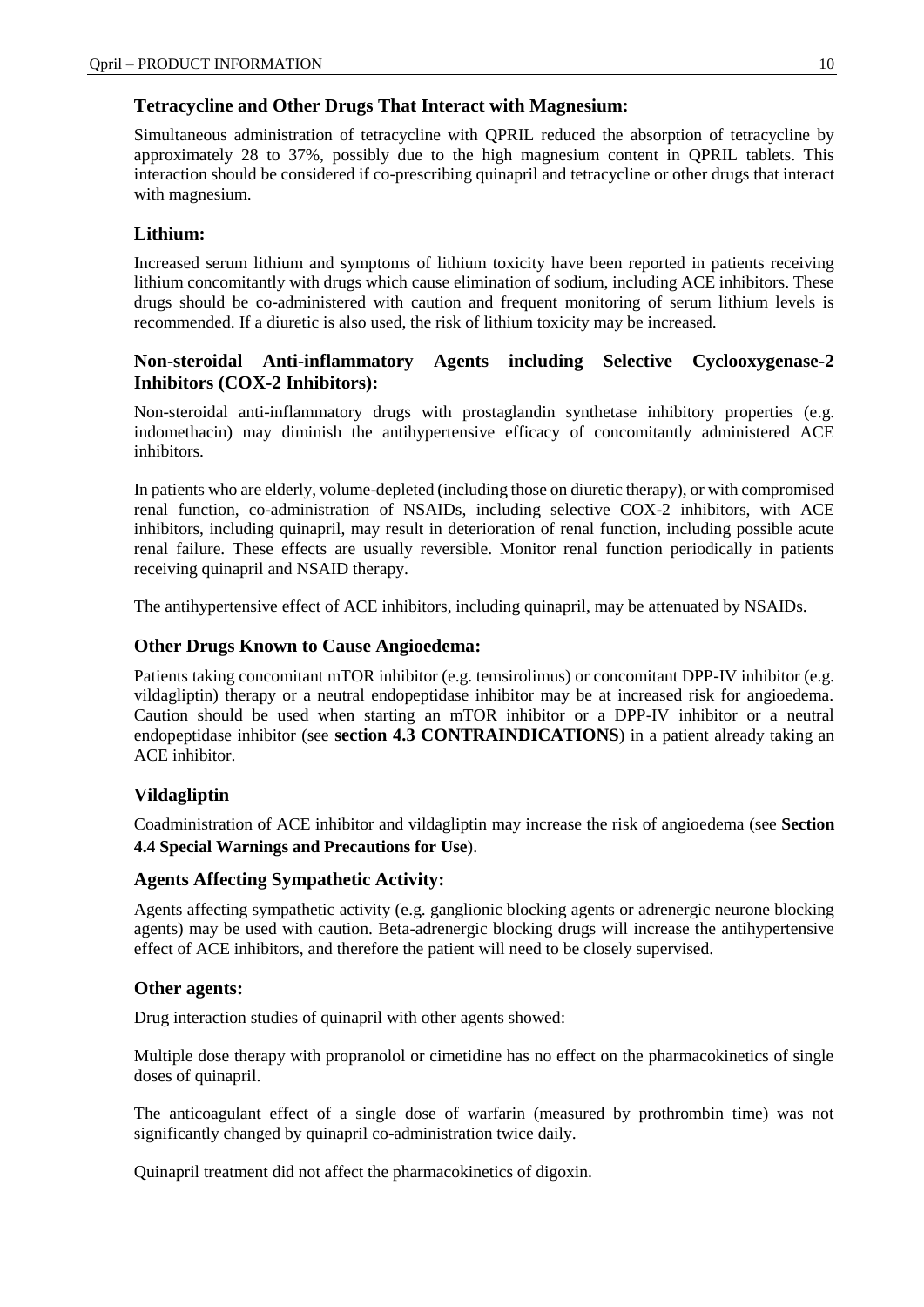### Tetracycline and Other Drugs That Interact with Magnesium:

Simultaneous administration of tetracycline with QPRIL reduced the absorption of tetracycline by approximately 28 to 37%, possibly due to the high magnesium content in QPRIL tablets. This interaction should be considered if co-prescribing quinapril and tetracycline or other drugs that interact with magnesium.

### Lithium:

Increased serum lithium and symptoms of lithium toxicity have been reported in patients receiving lithium concomitantly with drugs which cause elimination of sodium, including ACE inhibitors. These drugs should be co-administered with caution and frequent monitoring of serum lithium levels is recommended. If a diuretic is also used, the risk of lithium toxicity may be increased.

### Non-steroidal Anti-inflammatory Agents including Selective Cyclooxygenase-2 Inhibitors (COX-2 Inhibitors):

Non-steroidal anti-inflammatory drugs with prostaglandin synthetase inhibitory properties (e.g. indomethacin) may diminish the antihypertensive efficacy of concomitantly administered ACE inhibitors.

In patients who are elderly, volume-depleted (including those on diuretic therapy), or with compromised renal function, co-administration of NSAIDs, including selective COX-2 inhibitors, with ACE inhibitors, including quinapril, may result in deterioration of renal function, including possible acute renal failure. These effects are usually reversible. Monitor renal function periodically in patients receiving quinapril and NSAID therapy.

The antihypertensive effect of ACE inhibitors, including quinapril, may be attenuated by NSAIDs.

### Other Drugs Known to Cause Angioedema:

Patients taking concomitant mTOR inhibitor (e.g. temsirolimus) or concomitant DPP-IV inhibitor (e.g. vildagliptin) therapy or a neutral endopeptidase inhibitor may be at increased risk for angioedema. Caution should be used when starting an mTOR inhibitor or a DPP-IV inhibitor or a neutral endopeptidase inhibitor (see **section 4.3 CONTRAINDICATIONS**) in a patient already taking an ACE inhibitor.

### Vildagliptin

Coadministration of ACE inhibitor and vildagliptin may increase the risk of angioedema (see **Section 4.4 Special Warnings and Precautions for Use**).

### Agents Affecting Sympathetic Activity:

Agents affecting sympathetic activity (e.g. ganglionic blocking agents or adrenergic neurone blocking agents) may be used with caution. Beta-adrenergic blocking drugs will increase the antihypertensive effect of ACE inhibitors, and therefore the patient will need to be closely supervised.

### Other agents:

Drug interaction studies of quinapril with other agents showed:

Multiple dose therapy with propranolol or cimetidine has no effect on the pharmacokinetics of single doses of quinapril.

The anticoagulant effect of a single dose of warfarin (measured by prothrombin time) was not significantly changed by quinapril co-administration twice daily.

Quinapril treatment did not affect the pharmacokinetics of digoxin.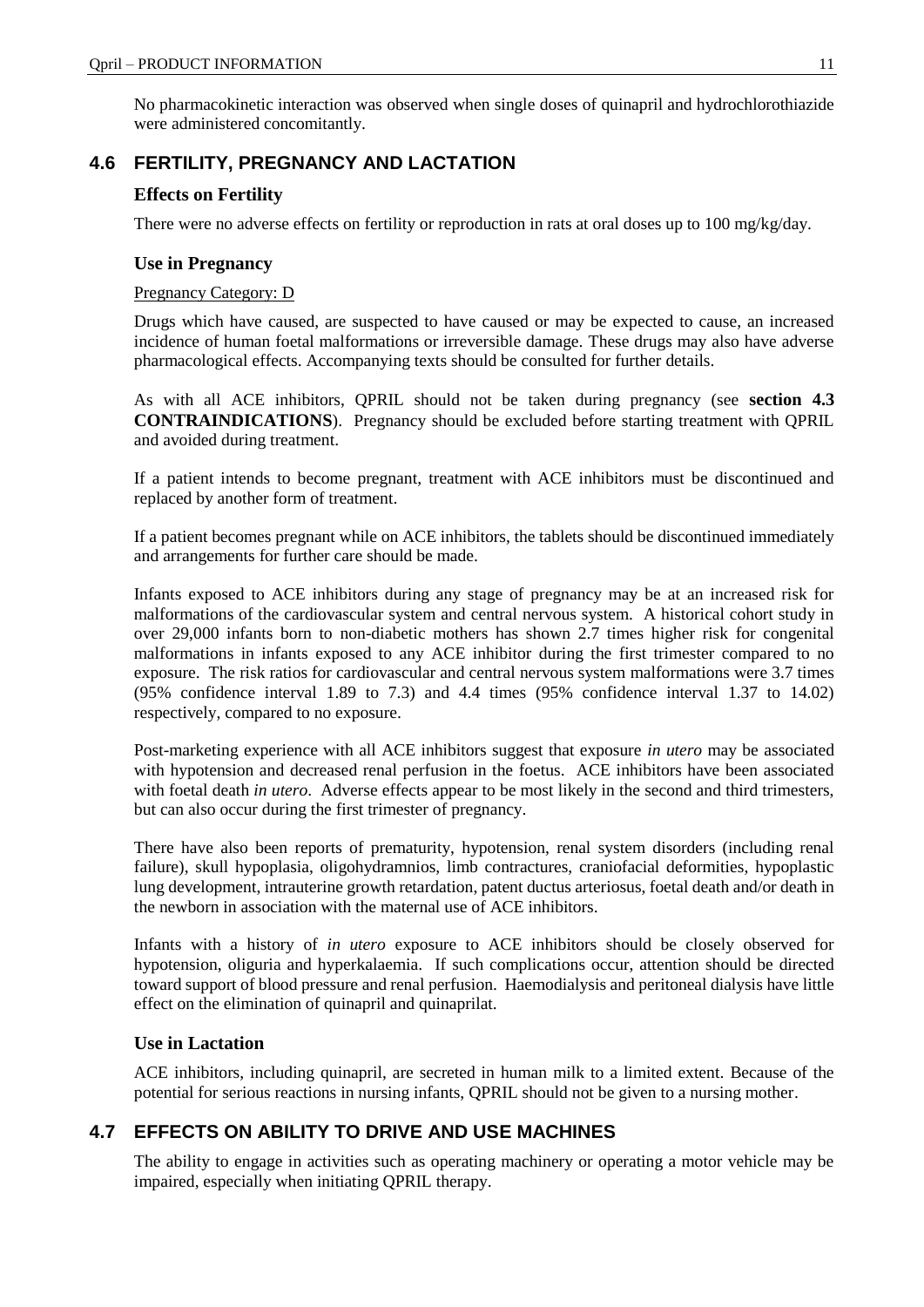No pharmacokinetic interaction was observed when single doses of quinapril and hydrochlorothiazide were administered concomitantly.

## 4.6 FERTILITY, PREGNANCY AND LACTATION

### Effects on Fertility

There were no adverse effects on fertility or reproduction in rats at oral doses up to 100 mg/kg/day.

### Use in Pregnancy

Pregnancy Category: D

Drugs which have caused, are suspected to have caused or may be expected to cause, an increased incidence of human foetal malformations or irreversible damage. These drugs may also have adverse pharmacological effects. Accompanying texts should be consulted for further details.

As with all ACE inhibitors, QPRIL should not be taken during pregnancy (see **section 4.3 CONTRAINDICATIONS**). Pregnancy should be excluded before starting treatment with QPRIL and avoided during treatment.

If a patient intends to become pregnant, treatment with ACE inhibitors must be discontinued and replaced by another form of treatment.

If a patient becomes pregnant while on ACE inhibitors, the tablets should be discontinued immediately and arrangements for further care should be made.

Infants exposed to ACE inhibitors during any stage of pregnancy may be at an increased risk for malformations of the cardiovascular system and central nervous system. A historical cohort study in over 29,000 infants born to non-diabetic mothers has shown 2.7 times higher risk for congenital malformations in infants exposed to any ACE inhibitor during the first trimester compared to no exposure. The risk ratios for cardiovascular and central nervous system malformations were 3.7 times (95% confidence interval 1.89 to 7.3) and 4.4 times (95% confidence interval 1.37 to 14.02) respectively, compared to no exposure.

Post-marketing experience with all ACE inhibitors suggest that exposure *in utero* may be associated with hypotension and decreased renal perfusion in the foetus. ACE inhibitors have been associated with foetal death *in utero*. Adverse effects appear to be most likely in the second and third trimesters, but can also occur during the first trimester of pregnancy.

There have also been reports of prematurity, hypotension, renal system disorders (including renal failure), skull hypoplasia, oligohydramnios, limb contractures, craniofacial deformities, hypoplastic lung development, intrauterine growth retardation, patent ductus arteriosus, foetal death and/or death in the newborn in association with the maternal use of ACE inhibitors.

Infants with a history of *in utero* exposure to ACE inhibitors should be closely observed for hypotension, oliguria and hyperkalaemia. If such complications occur, attention should be directed toward support of blood pressure and renal perfusion. Haemodialysis and peritoneal dialysis have little effect on the elimination of quinapril and quinaprilat.

### Use in Lactation

ACE inhibitors, including quinapril, are secreted in human milk to a limited extent. Because of the potential for serious reactions in nursing infants, QPRIL should not be given to a nursing mother.

## 4.7 EFFECTS ON ABILITY TO DRIVE AND USE MACHINES

The ability to engage in activities such as operating machinery or operating a motor vehicle may be impaired, especially when initiating QPRIL therapy.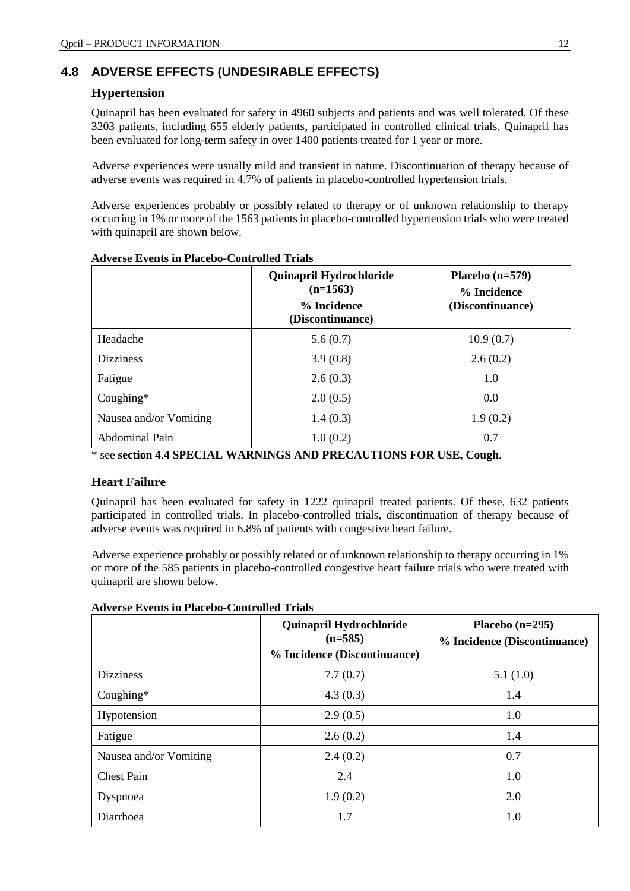## 4.8 ADVERSE EFFECTS (UNDESIRABLE EFFECTS)

### Hypertension

Quinapril has been evaluated for safety in 4960 subjects and patients and was well tolerated. Of these 3203 patients, including 655 elderly patients, participated in controlled clinical trials. Quinapril has been evaluated for long-term safety in over 1400 patients treated for 1 year or more.

Adverse experiences were usually mild and transient in nature. Discontinuation of therapy because of adverse events was required in 4.7% of patients in placebo-controlled hypertension trials.

Adverse experiences probably or possibly related to therapy or of unknown relationship to therapy occurring in 1% or more of the 1563 patients in placebo-controlled hypertension trials who were treated with quinapril are shown below.

**Adverse Events in Placebo-Controlled Trials**

| | Quinapril Hydrochloride (n=1563) % Incidence (Discontinuance) | Placebo (n=579) % Incidence (Discontinuance) |
|---|---|---|
| Headache | 5.6 (0.7) | 10.9 (0.7) |
| Dizziness | 3.9 (0.8) | 2.6 (0.2) |
| Fatigue | 2.6 (0.3) | 1.0 |
| Coughing* | 2.0 (0.5) | 0.0 |
| Nausea and/or Vomiting | 1.4 (0.3) | 1.9 (0.2) |
| Abdominal Pain | 1.0 (0.2) | 0.7 |

\* see **section 4.4 SPECIAL WARNINGS AND PRECAUTIONS FOR USE, Cough**.

### Heart Failure

Quinapril has been evaluated for safety in 1222 quinapril treated patients. Of these, 632 patients participated in controlled trials. In placebo-controlled trials, discontinuation of therapy because of adverse events was required in 6.8% of patients with congestive heart failure.

Adverse experience probably or possibly related or of unknown relationship to therapy occurring in 1% or more of the 585 patients in placebo-controlled congestive heart failure trials who were treated with quinapril are shown below.

**Adverse Events in Placebo-Controlled Trials**

| | Quinapril Hydrochloride (n=585) % Incidence (Discontinuance) | Placebo (n=295) % Incidence (Discontinuance) |
|---|---|---|
| Dizziness | 7.7 (0.7) | 5.1 (1.0) |
| Coughing* | 4.3 (0.3) | 1.4 |
| Hypotension | 2.9 (0.5) | 1.0 |
| Fatigue | 2.6 (0.2) | 1.4 |
| Nausea and/or Vomiting | 2.4 (0.2) | 0.7 |
| Chest Pain | 2.4 | 1.0 |
| Dyspnoea | 1.9 (0.2) | 2.0 |
| Diarrhoea | 1.7 | 1.0 |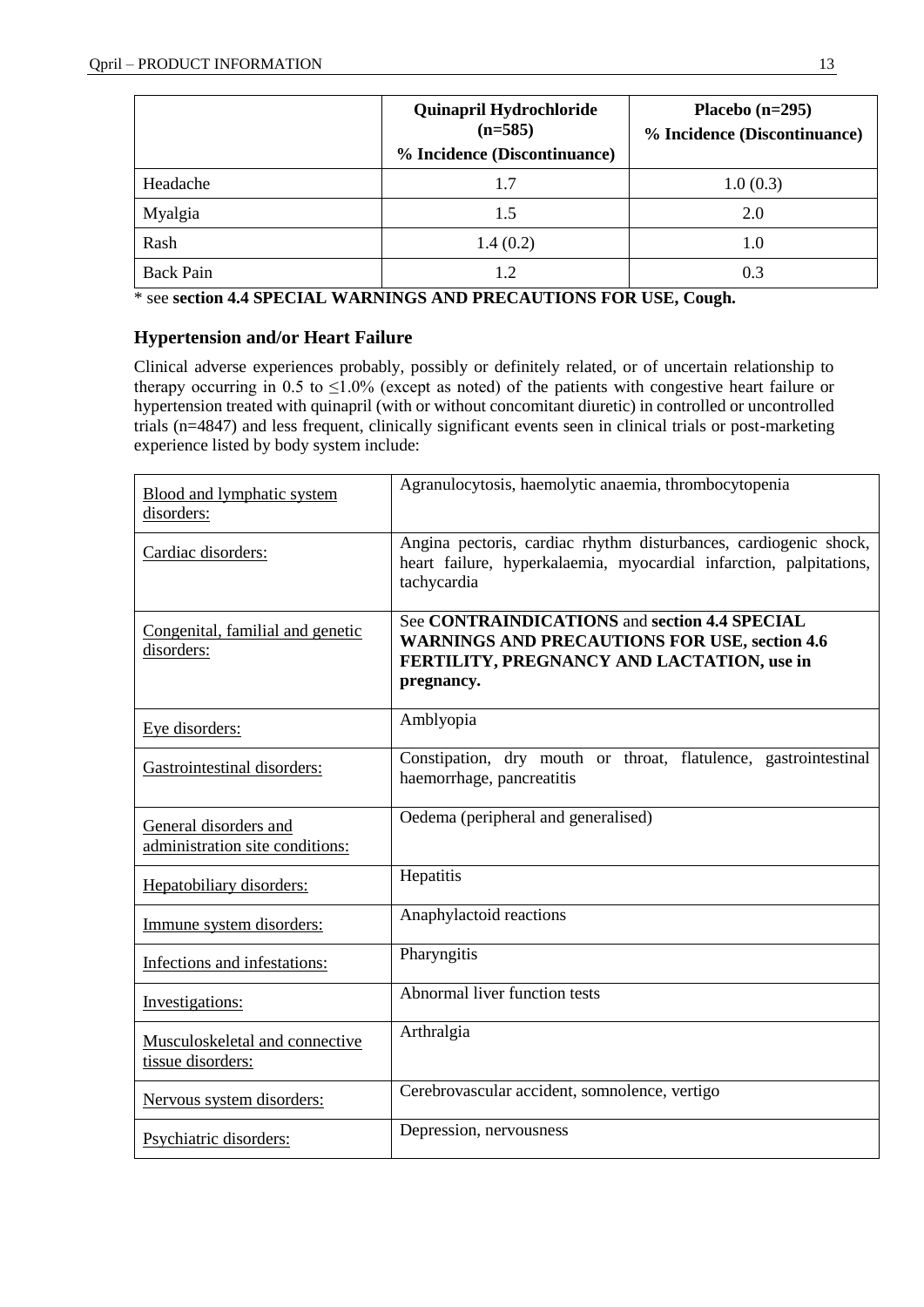| | Quinapril Hydrochloride (n=585) % Incidence (Discontinuance) | Placebo (n=295) % Incidence (Discontinuance) |
|---|---|---|
| Headache | 1.7 | 1.0 (0.3) |
| Myalgia | 1.5 | 2.0 |
| Rash | 1.4 (0.2) | 1.0 |
| Back Pain | 1.2 | 0.3 |

* see **section 4.4 SPECIAL WARNINGS AND PRECAUTIONS FOR USE, Cough.**

### Hypertension and/or Heart Failure

Clinical adverse experiences probably, possibly or definitely related, or of uncertain relationship to therapy occurring in 0.5 to ≤1.0% (except as noted) of the patients with congestive heart failure or hypertension treated with quinapril (with or without concomitant diuretic) in controlled or uncontrolled trials (n=4847) and less frequent, clinically significant events seen in clinical trials or post-marketing experience listed by body system include:

| | |
|---|---|
| Blood and lymphatic system disorders: | Agranulocytosis, haemolytic anaemia, thrombocytopenia |
| Cardiac disorders: | Angina pectoris, cardiac rhythm disturbances, cardiogenic shock, heart failure, hyperkalaemia, myocardial infarction, palpitations, tachycardia |
| Congenital, familial and genetic disorders: | See **CONTRAINDICATIONS** and **section 4.4 SPECIAL WARNINGS AND PRECAUTIONS FOR USE, section 4.6 FERTILITY, PREGNANCY AND LACTATION, use in pregnancy.** |
| Eye disorders: | Amblyopia |
| Gastrointestinal disorders: | Constipation, dry mouth or throat, flatulence, gastrointestinal haemorrhage, pancreatitis |
| General disorders and administration site conditions: | Oedema (peripheral and generalised) |
| Hepatobiliary disorders: | Hepatitis |
| Immune system disorders: | Anaphylactoid reactions |
| Infections and infestations: | Pharyngitis |
| Investigations: | Abnormal liver function tests |
| Musculoskeletal and connective tissue disorders: | Arthralgia |
| Nervous system disorders: | Cerebrovascular accident, somnolence, vertigo |
| Psychiatric disorders: | Depression, nervousness |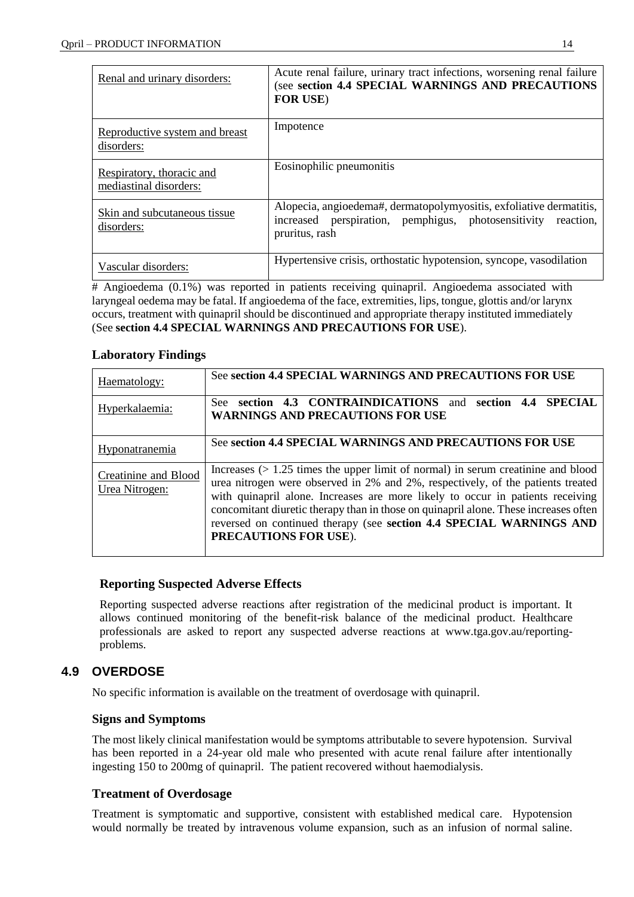| | |
|---|---|
| Renal and urinary disorders: | Acute renal failure, urinary tract infections, worsening renal failure (see **section 4.4 SPECIAL WARNINGS AND PRECAUTIONS FOR USE**) |
| Reproductive system and breast disorders: | Impotence |
| Respiratory, thoracic and mediastinal disorders: | Eosinophilic pneumonitis |
| Skin and subcutaneous tissue disorders: | Alopecia, angioedema#, dermatopolymyositis, exfoliative dermatitis, increased perspiration, pemphigus, photosensitivity reaction, pruritus, rash |
| Vascular disorders: | Hypertensive crisis, orthostatic hypotension, syncope, vasodilation |

# Angioedema (0.1%) was reported in patients receiving quinapril. Angioedema associated with laryngeal oedema may be fatal. If angioedema of the face, extremities, lips, tongue, glottis and/or larynx occurs, treatment with quinapril should be discontinued and appropriate therapy instituted immediately (See **section 4.4 SPECIAL WARNINGS AND PRECAUTIONS FOR USE**).

### Laboratory Findings

| | |
|---|---|
| Haematology: | See **section 4.4 SPECIAL WARNINGS AND PRECAUTIONS FOR USE** |
| Hyperkalaemia: | See **section 4.3 CONTRAINDICATIONS** and **section 4.4 SPECIAL WARNINGS AND PRECAUTIONS FOR USE** |
| Hyponatranemia | See **section 4.4 SPECIAL WARNINGS AND PRECAUTIONS FOR USE** |
| Creatinine and Blood Urea Nitrogen: | Increases (> 1.25 times the upper limit of normal) in serum creatinine and blood urea nitrogen were observed in 2% and 2%, respectively, of the patients treated with quinapril alone. Increases are more likely to occur in patients receiving concomitant diuretic therapy than in those on quinapril alone. These increases often reversed on continued therapy (see **section 4.4 SPECIAL WARNINGS AND PRECAUTIONS FOR USE**). |

### Reporting Suspected Adverse Effects

Reporting suspected adverse reactions after registration of the medicinal product is important. It allows continued monitoring of the benefit-risk balance of the medicinal product. Healthcare professionals are asked to report any suspected adverse reactions at www.tga.gov.au/reporting-problems.

## 4.9 OVERDOSE

No specific information is available on the treatment of overdosage with quinapril.

### Signs and Symptoms

The most likely clinical manifestation would be symptoms attributable to severe hypotension. Survival has been reported in a 24-year old male who presented with acute renal failure after intentionally ingesting 150 to 200mg of quinapril. The patient recovered without haemodialysis.

### Treatment of Overdosage

Treatment is symptomatic and supportive, consistent with established medical care. Hypotension would normally be treated by intravenous volume expansion, such as an infusion of normal saline.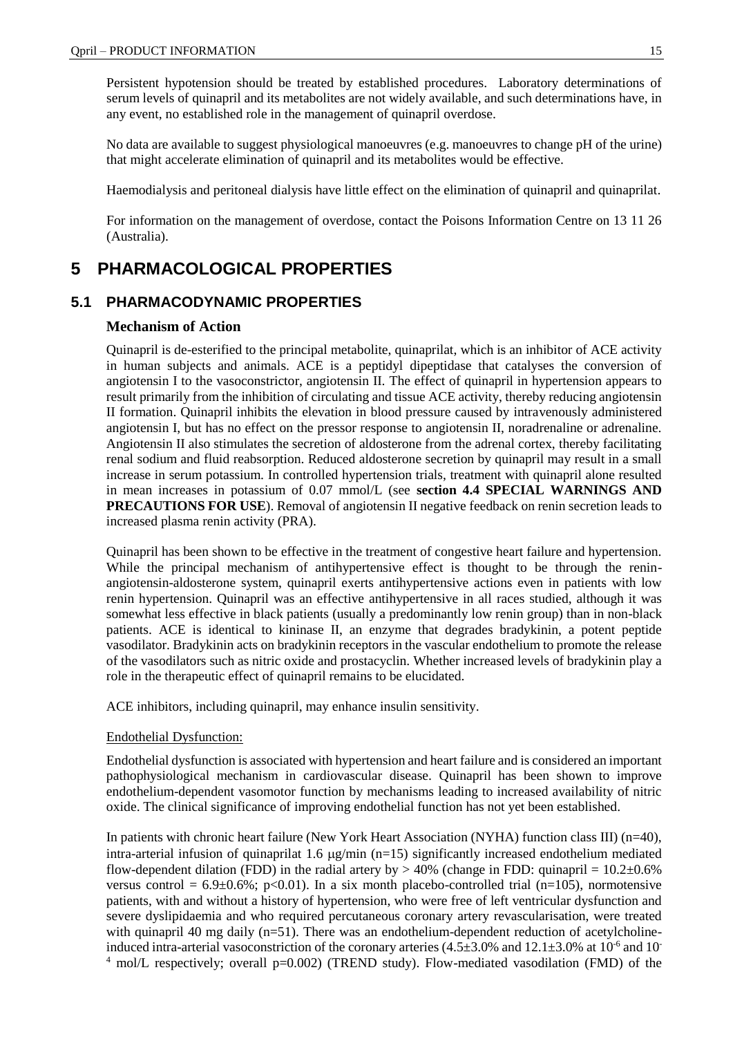Persistent hypotension should be treated by established procedures. Laboratory determinations of serum levels of quinapril and its metabolites are not widely available, and such determinations have, in any event, no established role in the management of quinapril overdose.

No data are available to suggest physiological manoeuvres (e.g. manoeuvres to change pH of the urine) that might accelerate elimination of quinapril and its metabolites would be effective.

Haemodialysis and peritoneal dialysis have little effect on the elimination of quinapril and quinaprilat.

For information on the management of overdose, contact the Poisons Information Centre on 13 11 26 (Australia).

# 5 PHARMACOLOGICAL PROPERTIES

## 5.1 PHARMACODYNAMIC PROPERTIES

### Mechanism of Action

Quinapril is de-esterified to the principal metabolite, quinaprilat, which is an inhibitor of ACE activity in human subjects and animals. ACE is a peptidyl dipeptidase that catalyses the conversion of angiotensin I to the vasoconstrictor, angiotensin II. The effect of quinapril in hypertension appears to result primarily from the inhibition of circulating and tissue ACE activity, thereby reducing angiotensin II formation. Quinapril inhibits the elevation in blood pressure caused by intravenously administered angiotensin I, but has no effect on the pressor response to angiotensin II, noradrenaline or adrenaline. Angiotensin II also stimulates the secretion of aldosterone from the adrenal cortex, thereby facilitating renal sodium and fluid reabsorption. Reduced aldosterone secretion by quinapril may result in a small increase in serum potassium. In controlled hypertension trials, treatment with quinapril alone resulted in mean increases in potassium of 0.07 mmol/L (see **section 4.4 SPECIAL WARNINGS AND PRECAUTIONS FOR USE**). Removal of angiotensin II negative feedback on renin secretion leads to increased plasma renin activity (PRA).

Quinapril has been shown to be effective in the treatment of congestive heart failure and hypertension. While the principal mechanism of antihypertensive effect is thought to be through the renin-angiotensin-aldosterone system, quinapril exerts antihypertensive actions even in patients with low renin hypertension. Quinapril was an effective antihypertensive in all races studied, although it was somewhat less effective in black patients (usually a predominantly low renin group) than in non-black patients. ACE is identical to kininase II, an enzyme that degrades bradykinin, a potent peptide vasodilator. Bradykinin acts on bradykinin receptors in the vascular endothelium to promote the release of the vasodilators such as nitric oxide and prostacyclin. Whether increased levels of bradykinin play a role in the therapeutic effect of quinapril remains to be elucidated.

ACE inhibitors, including quinapril, may enhance insulin sensitivity.

Endothelial Dysfunction:

Endothelial dysfunction is associated with hypertension and heart failure and is considered an important pathophysiological mechanism in cardiovascular disease. Quinapril has been shown to improve endothelium-dependent vasomotor function by mechanisms leading to increased availability of nitric oxide. The clinical significance of improving endothelial function has not yet been established.

In patients with chronic heart failure (New York Heart Association (NYHA) function class III) (n=40), intra-arterial infusion of quinaprilat 1.6 μg/min (n=15) significantly increased endothelium mediated flow-dependent dilation (FDD) in the radial artery by > 40% (change in FDD: quinapril = 10.2±0.6% versus control = 6.9±0.6%; $p<0.01$). In a six month placebo-controlled trial (n=105), normotensive patients, with and without a history of hypertension, who were free of left ventricular dysfunction and severe dyslipidaemia and who required percutaneous coronary artery revascularisation, were treated with quinapril 40 mg daily (n=51). There was an endothelium-dependent reduction of acetylcholine-induced intra-arterial vasoconstriction of the coronary arteries (4.5±3.0% and 12.1±3.0% at $10^{-6}$ and $10^{-4}$ mol/L respectively; overall p=0.002) (TREND study). Flow-mediated vasodilation (FMD) of the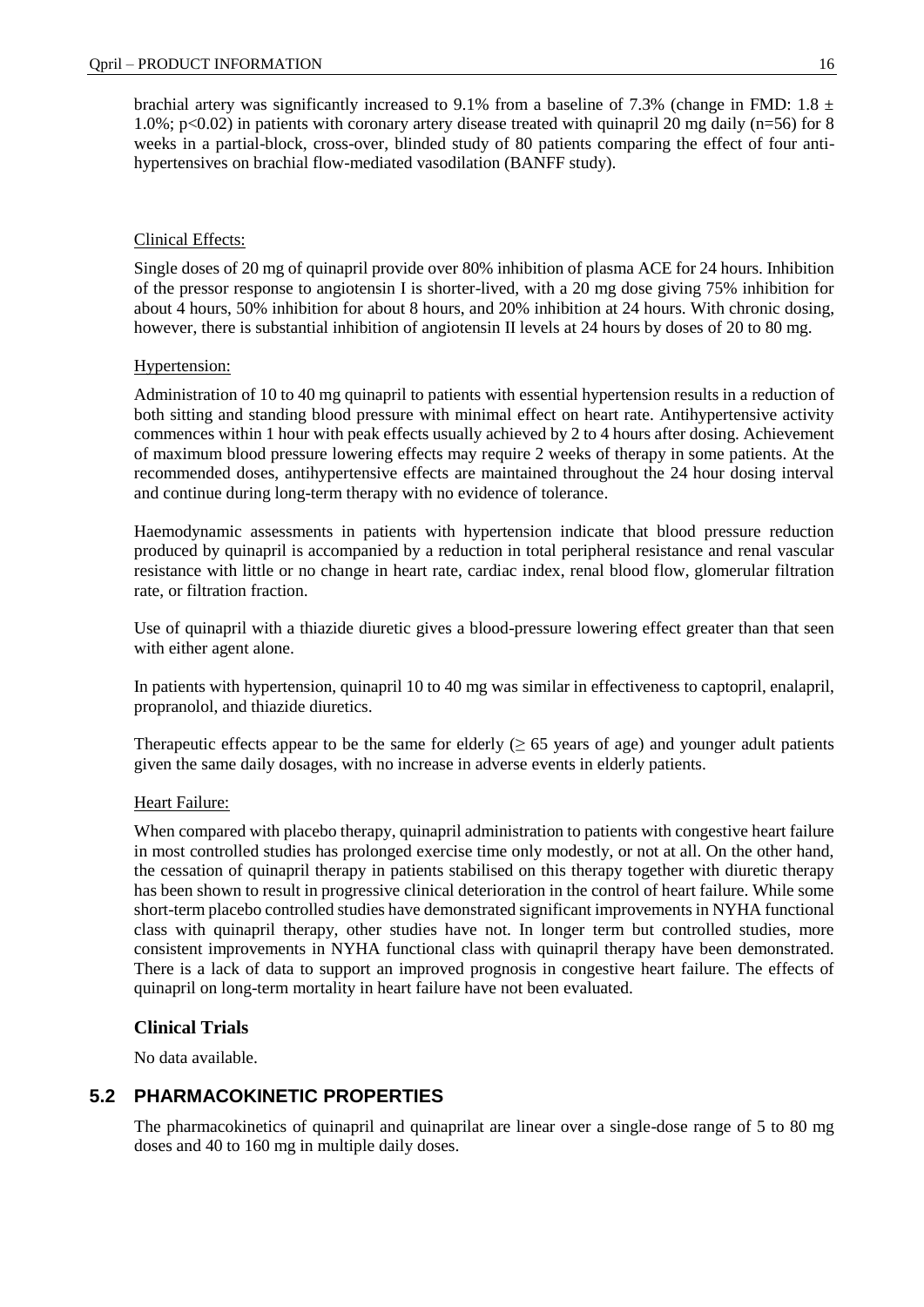brachial artery was significantly increased to 9.1% from a baseline of 7.3% (change in FMD: $1.8 \pm 1.0\%$; $p<0.02$) in patients with coronary artery disease treated with quinapril 20 mg daily (n=56) for 8 weeks in a partial-block, cross-over, blinded study of 80 patients comparing the effect of four anti-hypertensives on brachial flow-mediated vasodilation (BANFF study).

Clinical Effects:

Single doses of 20 mg of quinapril provide over 80% inhibition of plasma ACE for 24 hours. Inhibition of the pressor response to angiotensin I is shorter-lived, with a 20 mg dose giving 75% inhibition for about 4 hours, 50% inhibition for about 8 hours, and 20% inhibition at 24 hours. With chronic dosing, however, there is substantial inhibition of angiotensin II levels at 24 hours by doses of 20 to 80 mg.

Hypertension:

Administration of 10 to 40 mg quinapril to patients with essential hypertension results in a reduction of both sitting and standing blood pressure with minimal effect on heart rate. Antihypertensive activity commences within 1 hour with peak effects usually achieved by 2 to 4 hours after dosing. Achievement of maximum blood pressure lowering effects may require 2 weeks of therapy in some patients. At the recommended doses, antihypertensive effects are maintained throughout the 24 hour dosing interval and continue during long-term therapy with no evidence of tolerance.

Haemodynamic assessments in patients with hypertension indicate that blood pressure reduction produced by quinapril is accompanied by a reduction in total peripheral resistance and renal vascular resistance with little or no change in heart rate, cardiac index, renal blood flow, glomerular filtration rate, or filtration fraction.

Use of quinapril with a thiazide diuretic gives a blood-pressure lowering effect greater than that seen with either agent alone.

In patients with hypertension, quinapril 10 to 40 mg was similar in effectiveness to captopril, enalapril, propranolol, and thiazide diuretics.

Therapeutic effects appear to be the same for elderly ($\geq$ 65 years of age) and younger adult patients given the same daily dosages, with no increase in adverse events in elderly patients.

Heart Failure:

When compared with placebo therapy, quinapril administration to patients with congestive heart failure in most controlled studies has prolonged exercise time only modestly, or not at all. On the other hand, the cessation of quinapril therapy in patients stabilised on this therapy together with diuretic therapy has been shown to result in progressive clinical deterioration in the control of heart failure. While some short-term placebo controlled studies have demonstrated significant improvements in NYHA functional class with quinapril therapy, other studies have not. In longer term but controlled studies, more consistent improvements in NYHA functional class with quinapril therapy have been demonstrated. There is a lack of data to support an improved prognosis in congestive heart failure. The effects of quinapril on long-term mortality in heart failure have not been evaluated.

### Clinical Trials

No data available.

## 5.2 PHARMACOKINETIC PROPERTIES

The pharmacokinetics of quinapril and quinaprilat are linear over a single-dose range of 5 to 80 mg doses and 40 to 160 mg in multiple daily doses.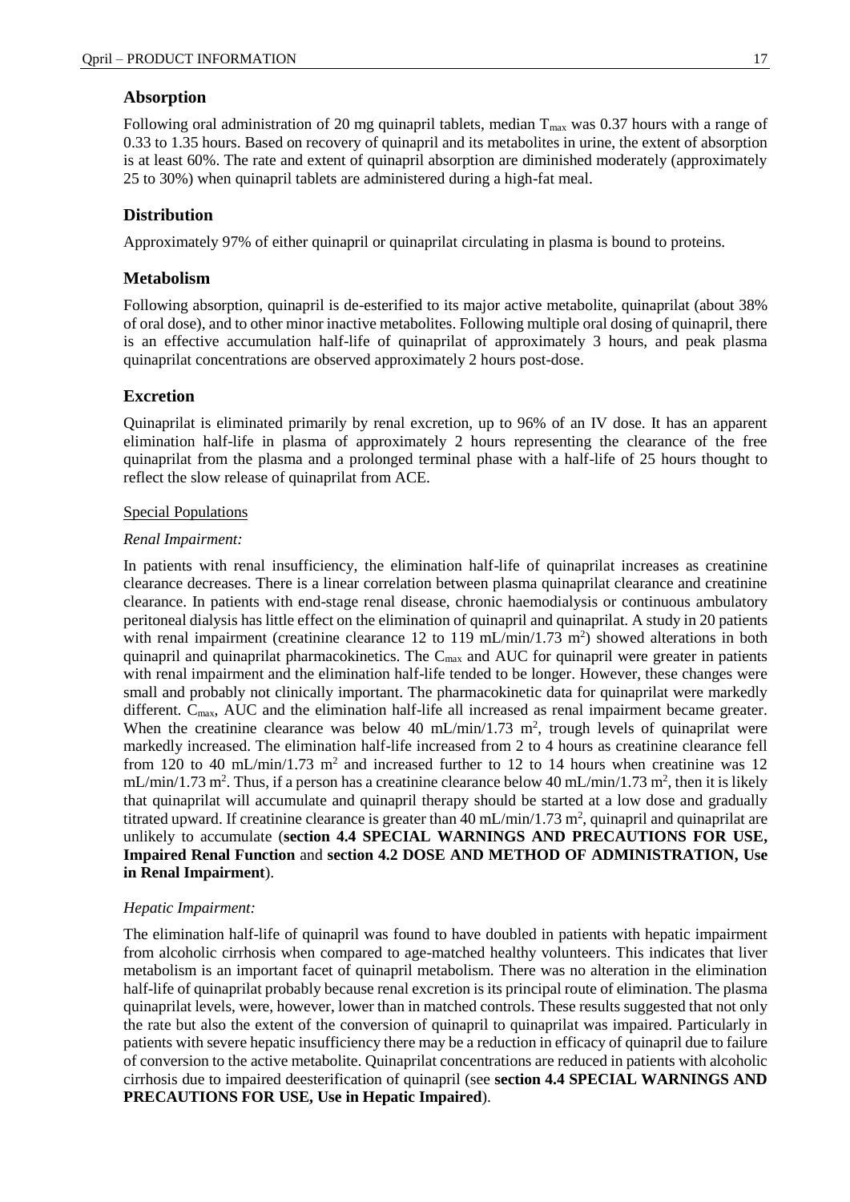### Absorption

Following oral administration of 20 mg quinapril tablets, median $T_{max}$ was 0.37 hours with a range of 0.33 to 1.35 hours. Based on recovery of quinapril and its metabolites in urine, the extent of absorption is at least 60%. The rate and extent of quinapril absorption are diminished moderately (approximately 25 to 30%) when quinapril tablets are administered during a high-fat meal.

### Distribution

Approximately 97% of either quinapril or quinaprilat circulating in plasma is bound to proteins.

### Metabolism

Following absorption, quinapril is de-esterified to its major active metabolite, quinaprilat (about 38% of oral dose), and to other minor inactive metabolites. Following multiple oral dosing of quinapril, there is an effective accumulation half-life of quinaprilat of approximately 3 hours, and peak plasma quinaprilat concentrations are observed approximately 2 hours post-dose.

### Excretion

Quinaprilat is eliminated primarily by renal excretion, up to 96% of an IV dose. It has an apparent elimination half-life in plasma of approximately 2 hours representing the clearance of the free quinaprilat from the plasma and a prolonged terminal phase with a half-life of 25 hours thought to reflect the slow release of quinaprilat from ACE.

Special Populations

*Renal Impairment:*

In patients with renal insufficiency, the elimination half-life of quinaprilat increases as creatinine clearance decreases. There is a linear correlation between plasma quinaprilat clearance and creatinine clearance. In patients with end-stage renal disease, chronic haemodialysis or continuous ambulatory peritoneal dialysis has little effect on the elimination of quinapril and quinaprilat. A study in 20 patients with renal impairment (creatinine clearance 12 to 119 mL/min/1.73 $m^2$) showed alterations in both quinapril and quinaprilat pharmacokinetics. The $C_{max}$ and AUC for quinapril were greater in patients with renal impairment and the elimination half-life tended to be longer. However, these changes were small and probably not clinically important. The pharmacokinetic data for quinaprilat were markedly different. $C_{max}$, AUC and the elimination half-life all increased as renal impairment became greater. When the creatinine clearance was below 40 mL/min/1.73 $m^2$, trough levels of quinaprilat were markedly increased. The elimination half-life increased from 2 to 4 hours as creatinine clearance fell from 120 to 40 mL/min/1.73 $m^2$ and increased further to 12 to 14 hours when creatinine was 12 mL/min/1.73 $m^2$. Thus, if a person has a creatinine clearance below 40 mL/min/1.73 $m^2$, then it is likely that quinaprilat will accumulate and quinapril therapy should be started at a low dose and gradually titrated upward. If creatinine clearance is greater than 40 mL/min/1.73 $m^2$, quinapril and quinaprilat are unlikely to accumulate (**section 4.4 SPECIAL WARNINGS AND PRECAUTIONS FOR USE, Impaired Renal Function** and **section 4.2 DOSE AND METHOD OF ADMINISTRATION, Use in Renal Impairment**).

*Hepatic Impairment:*

The elimination half-life of quinapril was found to have doubled in patients with hepatic impairment from alcoholic cirrhosis when compared to age-matched healthy volunteers. This indicates that liver metabolism is an important facet of quinapril metabolism. There was no alteration in the elimination half-life of quinaprilat probably because renal excretion is its principal route of elimination. The plasma quinaprilat levels, were, however, lower than in matched controls. These results suggested that not only the rate but also the extent of the conversion of quinapril to quinaprilat was impaired. Particularly in patients with severe hepatic insufficiency there may be a reduction in efficacy of quinapril due to failure of conversion to the active metabolite. Quinaprilat concentrations are reduced in patients with alcoholic cirrhosis due to impaired deesterification of quinapril (see **section 4.4 SPECIAL WARNINGS AND PRECAUTIONS FOR USE, Use in Hepatic Impaired**).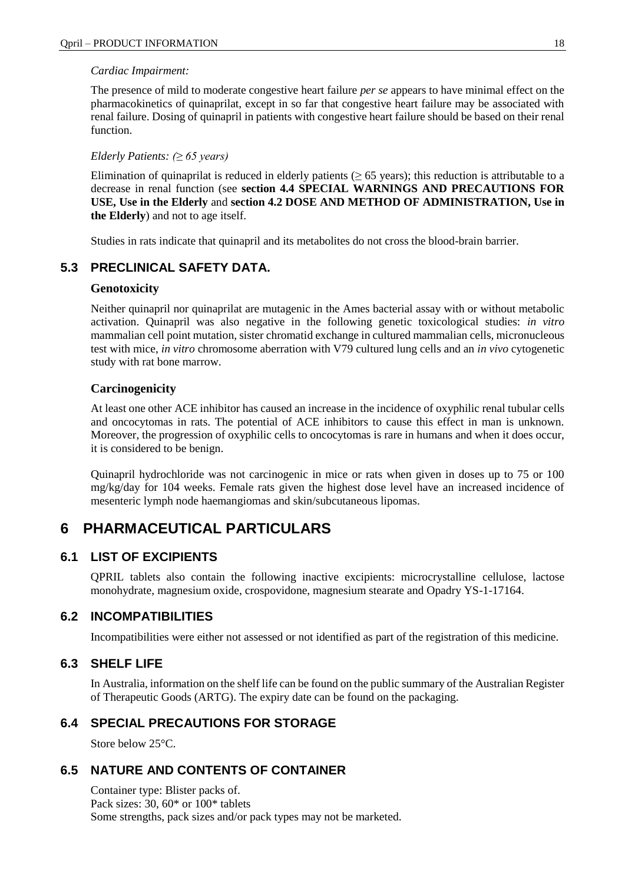*Cardiac Impairment:*

The presence of mild to moderate congestive heart failure *per se* appears to have minimal effect on the pharmacokinetics of quinaprilat, except in so far that congestive heart failure may be associated with renal failure. Dosing of quinapril in patients with congestive heart failure should be based on their renal function.

*Elderly Patients: (≥ 65 years)*

Elimination of quinaprilat is reduced in elderly patients (≥ 65 years); this reduction is attributable to a decrease in renal function (see **section 4.4 SPECIAL WARNINGS AND PRECAUTIONS FOR USE, Use in the Elderly** and **section 4.2 DOSE AND METHOD OF ADMINISTRATION, Use in the Elderly**) and not to age itself.

Studies in rats indicate that quinapril and its metabolites do not cross the blood-brain barrier.

## 5.3 PRECLINICAL SAFETY DATA.

### Genotoxicity

Neither quinapril nor quinaprilat are mutagenic in the Ames bacterial assay with or without metabolic activation. Quinapril was also negative in the following genetic toxicological studies: *in vitro* mammalian cell point mutation, sister chromatid exchange in cultured mammalian cells, micronucleous test with mice, *in vitro* chromosome aberration with V79 cultured lung cells and an *in vivo* cytogenetic study with rat bone marrow.

### Carcinogenicity

At least one other ACE inhibitor has caused an increase in the incidence of oxyphilic renal tubular cells and oncocytomas in rats. The potential of ACE inhibitors to cause this effect in man is unknown. Moreover, the progression of oxyphilic cells to oncocytomas is rare in humans and when it does occur, it is considered to be benign.

Quinapril hydrochloride was not carcinogenic in mice or rats when given in doses up to 75 or 100 mg/kg/day for 104 weeks. Female rats given the highest dose level have an increased incidence of mesenteric lymph node haemangiomas and skin/subcutaneous lipomas.

# 6 PHARMACEUTICAL PARTICULARS

## 6.1 LIST OF EXCIPIENTS

QPRIL tablets also contain the following inactive excipients: microcrystalline cellulose, lactose monohydrate, magnesium oxide, crospovidone, magnesium stearate and Opadry YS-1-17164.

## 6.2 INCOMPATIBILITIES

Incompatibilities were either not assessed or not identified as part of the registration of this medicine.

## 6.3 SHELF LIFE

In Australia, information on the shelf life can be found on the public summary of the Australian Register of Therapeutic Goods (ARTG). The expiry date can be found on the packaging.

## 6.4 SPECIAL PRECAUTIONS FOR STORAGE

Store below 25°C.

## 6.5 NATURE AND CONTENTS OF CONTAINER

Container type: Blister packs of.
Pack sizes: 30, 60* or 100* tablets
Some strengths, pack sizes and/or pack types may not be marketed.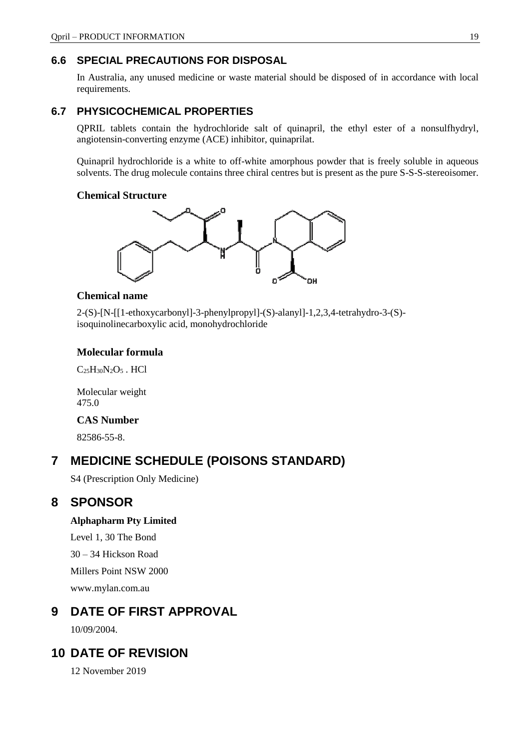## 6.6 SPECIAL PRECAUTIONS FOR DISPOSAL

In Australia, any unused medicine or waste material should be disposed of in accordance with local requirements.

## 6.7 PHYSICOCHEMICAL PROPERTIES

QPRIL tablets contain the hydrochloride salt of quinapril, the ethyl ester of a nonsulfhydryl, angiotensin-converting enzyme (ACE) inhibitor, quinaprilat.

Quinapril hydrochloride is a white to off-white amorphous powder that is freely soluble in aqueous solvents. The drug molecule contains three chiral centres but is present as the pure S-S-S-stereoisomer.

### Chemical Structure

### Chemical name

2-(S)-[N-[[1-ethoxycarbonyl]-3-phenylpropyl]-(S)-alanyl]-1,2,3,4-tetrahydro-3-(S)-isoquinolinecarboxylic acid, monohydrochloride

### Molecular formula

$C_{25}H_{30}N_2O_5$ . HCl

Molecular weight
475.0

### CAS Number

82586-55-8.

# 7 MEDICINE SCHEDULE (POISONS STANDARD)

S4 (Prescription Only Medicine)

# 8 SPONSOR

**Alphapharm Pty Limited**

Level 1, 30 The Bond

30 – 34 Hickson Road

Millers Point NSW 2000

www.mylan.com.au

# 9 DATE OF FIRST APPROVAL

10/09/2004.

# 10 DATE OF REVISION

12 November 2019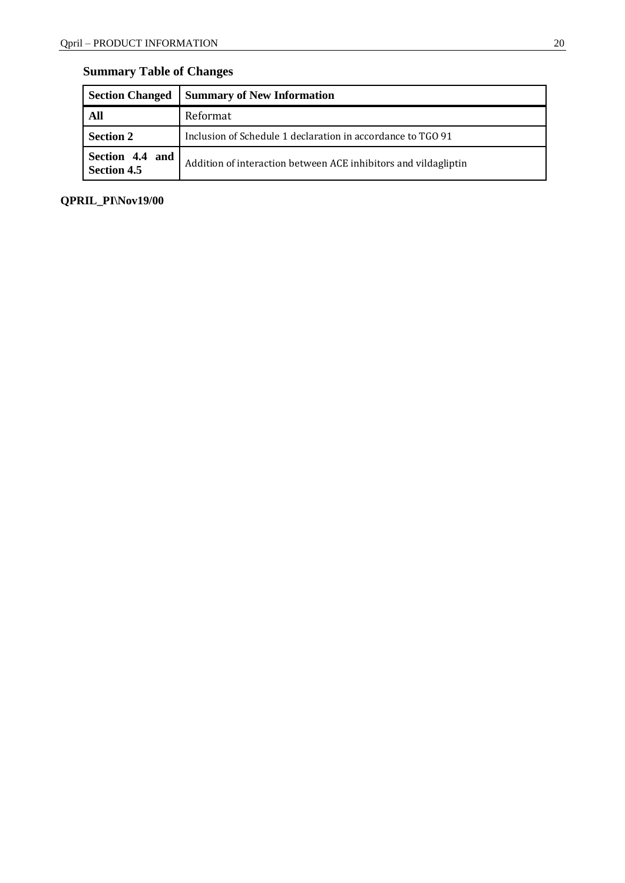## Summary Table of Changes

| Section Changed | Summary of New Information |
| --- | --- |
| **All** | Reformat |
| **Section 2** | Inclusion of Schedule 1 declaration in accordance to TGO 91 |
| **Section 4.4 and Section 4.5** | Addition of interaction between ACE inhibitors and vildagliptin |

**QPRIL_PI\Nov19/00**